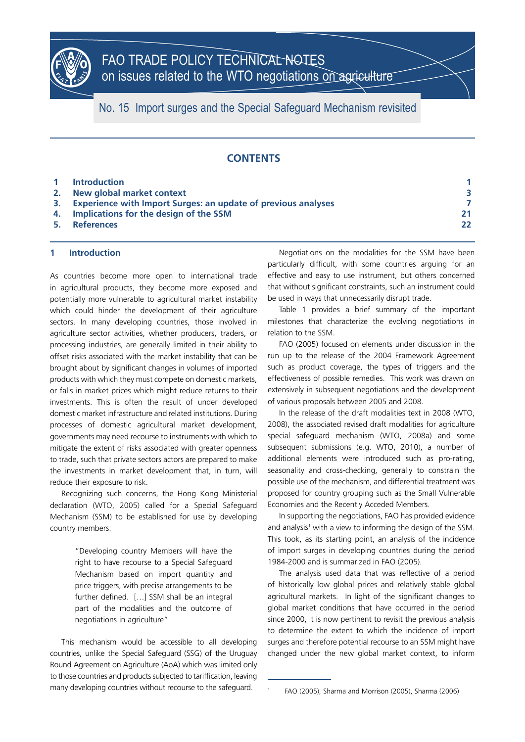# FAO TRADE POLICY TECHNICAL NOTES
on issues related to the WTO negotiations on agriculture

## No. 15 Import surges and the Special Safeguard Mechanism revisited

### CONTENTS

| | | |
|---|---|---|
| 1 | Introduction | 1 |
| 2. | New global market context | 3 |
| 3. | Experience with Import Surges: an update of previous analyses | 7 |
| 4. | Implications for the design of the SSM | 21 |
| 5. | References | 22 |

## 1 Introduction

As countries become more open to international trade in agricultural products, they become more exposed and potentially more vulnerable to agricultural market instability which could hinder the development of their agriculture sectors. In many developing countries, those involved in agriculture sector activities, whether producers, traders, or processing industries, are generally limited in their ability to offset risks associated with the market instability that can be brought about by significant changes in volumes of imported products with which they must compete on domestic markets, or falls in market prices which might reduce returns to their investments. This is often the result of under developed domestic market infrastructure and related institutions. During processes of domestic agricultural market development, governments may need recourse to instruments with which to mitigate the extent of risks associated with greater openness to trade, such that private sectors actors are prepared to make the investments in market development that, in turn, will reduce their exposure to risk.

Recognizing such concerns, the Hong Kong Ministerial declaration (WTO, 2005) called for a Special Safeguard Mechanism (SSM) to be established for use by developing country members:

> "Developing country Members will have the right to have recourse to a Special Safeguard Mechanism based on import quantity and price triggers, with precise arrangements to be further defined. […] SSM shall be an integral part of the modalities and the outcome of negotiations in agriculture"

This mechanism would be accessible to all developing countries, unlike the Special Safeguard (SSG) of the Uruguay Round Agreement on Agriculture (AoA) which was limited only to those countries and products subjected to tariffication, leaving many developing countries without recourse to the safeguard.

Negotiations on the modalities for the SSM have been particularly difficult, with some countries arguing for an effective and easy to use instrument, but others concerned that without significant constraints, such an instrument could be used in ways that unnecessarily disrupt trade.

Table 1 provides a brief summary of the important milestones that characterize the evolving negotiations in relation to the SSM.

FAO (2005) focused on elements under discussion in the run up to the release of the 2004 Framework Agreement such as product coverage, the types of triggers and the effectiveness of possible remedies. This work was drawn on extensively in subsequent negotiations and the development of various proposals between 2005 and 2008.

In the release of the draft modalities text in 2008 (WTO, 2008), the associated revised draft modalities for agriculture special safeguard mechanism (WTO, 2008a) and some subsequent submissions (e.g. WTO, 2010), a number of additional elements were introduced such as pro-rating, seasonality and cross-checking, generally to constrain the possible use of the mechanism, and differential treatment was proposed for country grouping such as the Small Vulnerable Economies and the Recently Acceded Members.

In supporting the negotiations, FAO has provided evidence and analysis[1] with a view to informing the design of the SSM. This took, as its starting point, an analysis of the incidence of import surges in developing countries during the period 1984-2000 and is summarized in FAO (2005).

The analysis used data that was reflective of a period of historically low global prices and relatively stable global agricultural markets. In light of the significant changes to global market conditions that have occurred in the period since 2000, it is now pertinent to revisit the previous analysis to determine the extent to which the incidence of import surges and therefore potential recourse to an SSM might have changed under the new global market context, to inform

[1] FAO (2005), Sharma and Morrison (2005), Sharma (2006)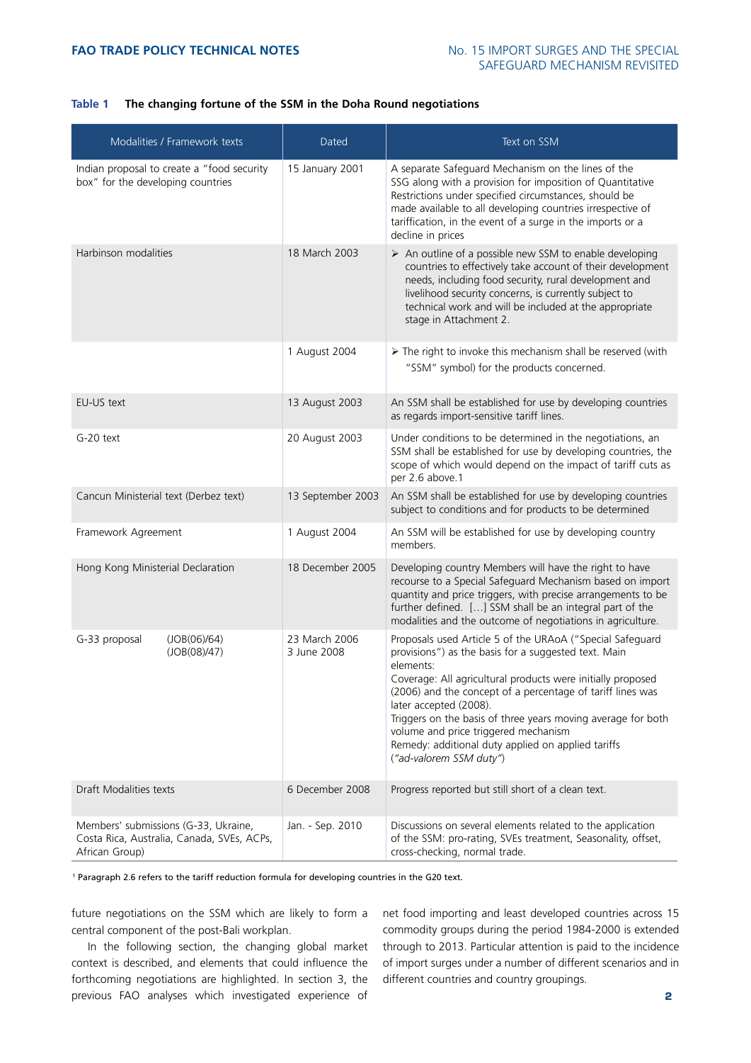**Table 1 The changing fortune of the SSM in the Doha Round negotiations**

| Modalities / Framework texts | Dated | Text on SSM |
|---|---|---|
| Indian proposal to create a "food security box" for the developing countries | 15 January 2001 | A separate Safeguard Mechanism on the lines of the SSG along with a provision for imposition of Quantitative Restrictions under specified circumstances, should be made available to all developing countries irrespective of tariffication, in the event of a surge in the imports or a decline in prices |
| Harbinson modalities | 18 March 2003 | ➢ An outline of a possible new SSM to enable developing countries to effectively take account of their development needs, including food security, rural development and livelihood security concerns, is currently subject to technical work and will be included at the appropriate stage in Attachment 2. |
| | 1 August 2004 | ➢ The right to invoke this mechanism shall be reserved (with "SSM" symbol) for the products concerned. |
| EU-US text | 13 August 2003 | An SSM shall be established for use by developing countries as regards import-sensitive tariff lines. |
| G-20 text | 20 August 2003 | Under conditions to be determined in the negotiations, an SSM shall be established for use by developing countries, the scope of which would depend on the impact of tariff cuts as per 2.6 above.1 |
| Cancun Ministerial text (Derbez text) | 13 September 2003 | An SSM shall be established for use by developing countries subject to conditions and for products to be determined |
| Framework Agreement | 1 August 2004 | An SSM will be established for use by developing country members. |
| Hong Kong Ministerial Declaration | 18 December 2005 | Developing country Members will have the right to have recourse to a Special Safeguard Mechanism based on import quantity and price triggers, with precise arrangements to be further defined. [...] SSM shall be an integral part of the modalities and the outcome of negotiations in agriculture. |
| G-33 proposal (JOB(06)/64) (JOB(08)/47) | 23 March 2006<br>3 June 2008 | Proposals used Article 5 of the URAoA ("Special Safeguard provisions") as the basis for a suggested text. Main elements:<br>Coverage: All agricultural products were initially proposed (2006) and the concept of a percentage of tariff lines was later accepted (2008).<br>Triggers on the basis of three years moving average for both volume and price triggered mechanism<br>Remedy: additional duty applied on applied tariffs (*"ad-valorem SSM duty"*) |
| Draft Modalities texts | 6 December 2008 | Progress reported but still short of a clean text. |
| Members' submissions (G-33, Ukraine, Costa Rica, Australia, Canada, SVEs, ACPs, African Group) | Jan. - Sep. 2010 | Discussions on several elements related to the application of the SSM: pro-rating, SVEs treatment, Seasonality, offset, cross-checking, normal trade. |

[1] Paragraph 2.6 refers to the tariff reduction formula for developing countries in the G20 text.

future negotiations on the SSM which are likely to form a central component of the post-Bali workplan.

In the following section, the changing global market context is described, and elements that could influence the forthcoming negotiations are highlighted. In section 3, the previous FAO analyses which investigated experience of net food importing and least developed countries across 15 commodity groups during the period 1984-2000 is extended through to 2013. Particular attention is paid to the incidence of import surges under a number of different scenarios and in different countries and country groupings.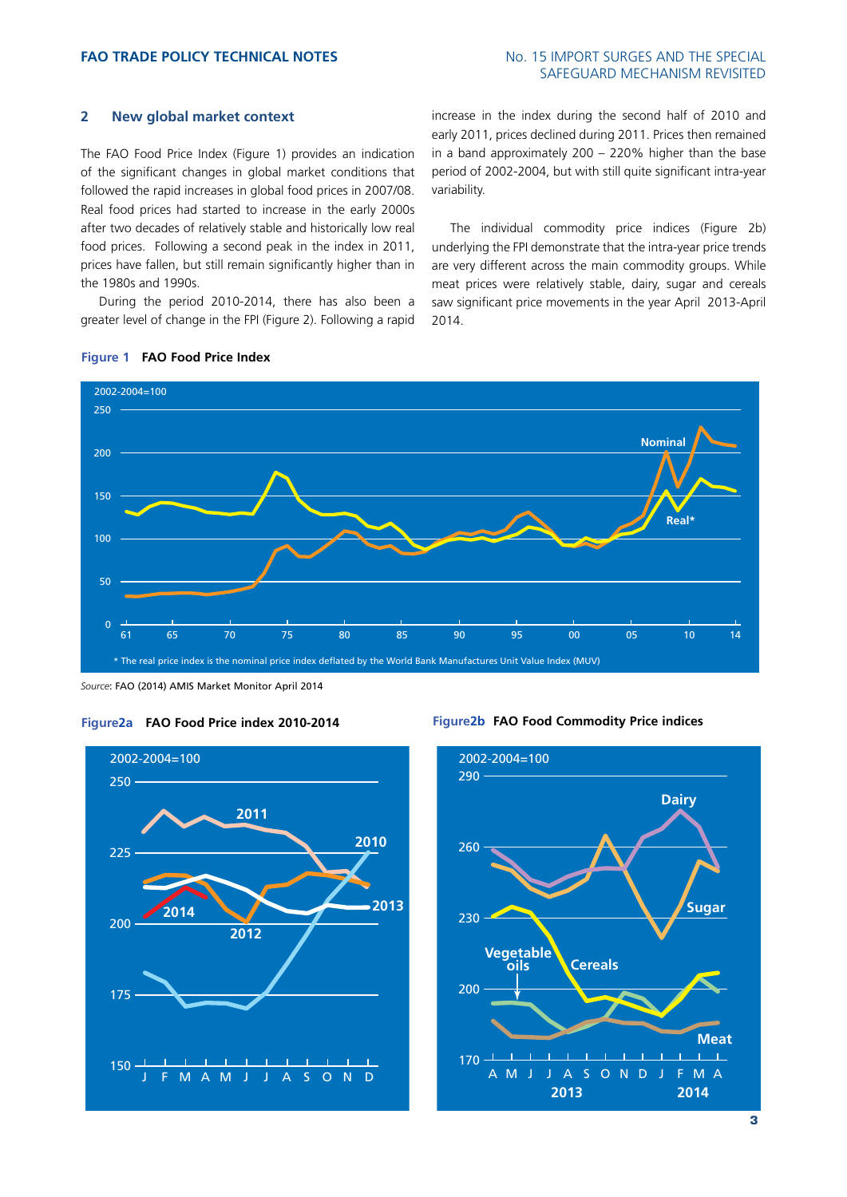## 2 New global market context

The FAO Food Price Index (Figure 1) provides an indication of the significant changes in global market conditions that followed the rapid increases in global food prices in 2007/08. Real food prices had started to increase in the early 2000s after two decades of relatively stable and historically low real food prices. Following a second peak in the index in 2011, prices have fallen, but still remain significantly higher than in the 1980s and 1990s.

During the period 2010-2014, there has also been a greater level of change in the FPI (Figure 2). Following a rapid increase in the index during the second half of 2010 and early 2011, prices declined during 2011. Prices then remained in a band approximately 200 – 220% higher than the base period of 2002-2004, but with still quite significant intra-year variability.

The individual commodity price indices (Figure 2b) underlying the FPI demonstrate that the intra-year price trends are very different across the main commodity groups. While meat prices were relatively stable, dairy, sugar and cereals saw significant price movements in the year April 2013-April 2014.

**Figure 1 FAO Food Price Index**

\* The real price index is the nominal price index deflated by the World Bank Manufactures Unit Value Index (MUV)

*Source*: FAO (2014) AMIS Market Monitor April 2014

**Figure2a FAO Food Price index 2010-2014**

**Figure2b FAO Food Commodity Price indices**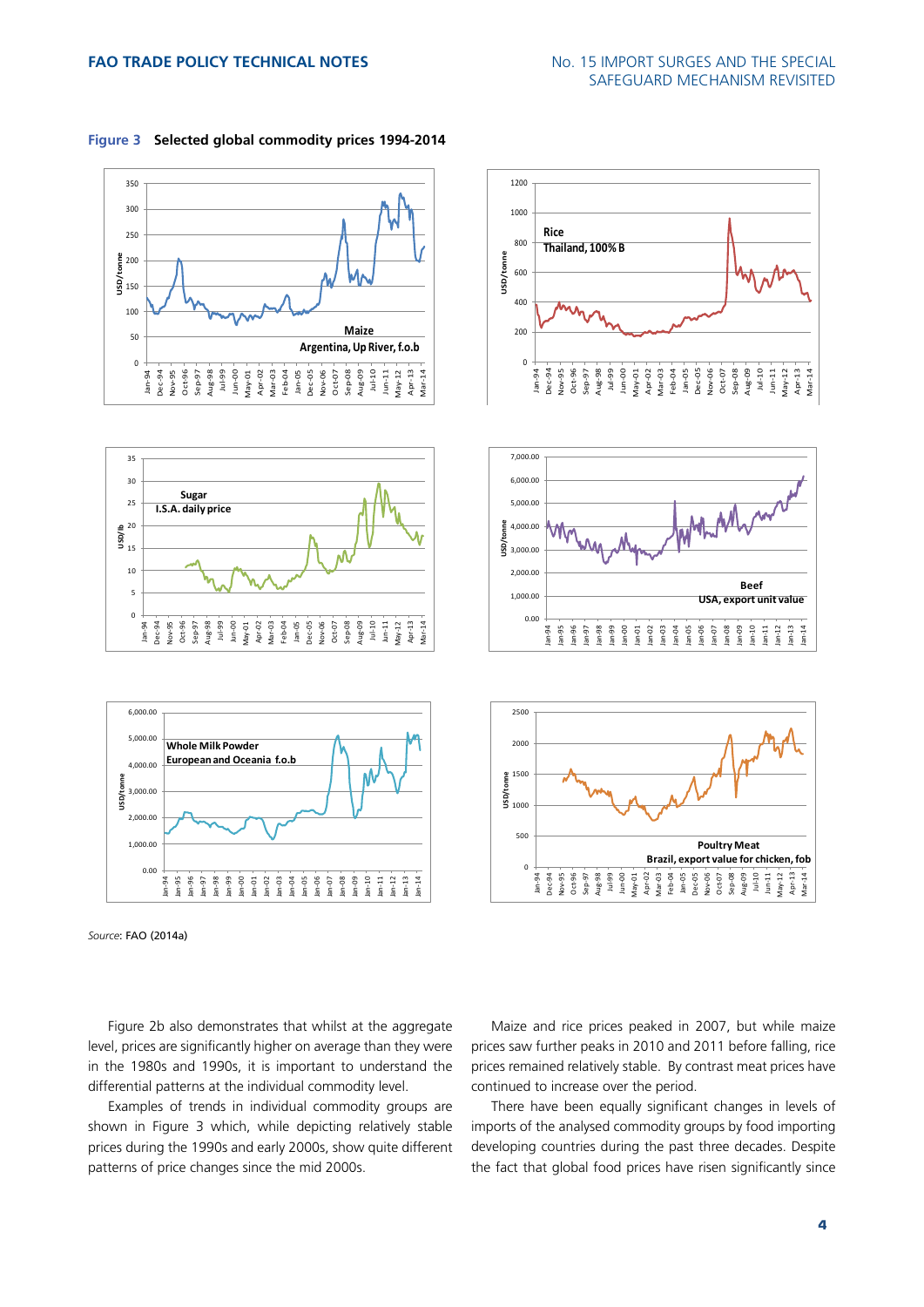**Figure 3 Selected global commodity prices 1994-2014**

*Source*: FAO (2014a)

Figure 2b also demonstrates that whilst at the aggregate level, prices are significantly higher on average than they were in the 1980s and 1990s, it is important to understand the differential patterns at the individual commodity level.

Examples of trends in individual commodity groups are shown in Figure 3 which, while depicting relatively stable prices during the 1990s and early 2000s, show quite different patterns of price changes since the mid 2000s.

Maize and rice prices peaked in 2007, but while maize prices saw further peaks in 2010 and 2011 before falling, rice prices remained relatively stable. By contrast meat prices have continued to increase over the period.

There have been equally significant changes in levels of imports of the analysed commodity groups by food importing developing countries during the past three decades. Despite the fact that global food prices have risen significantly since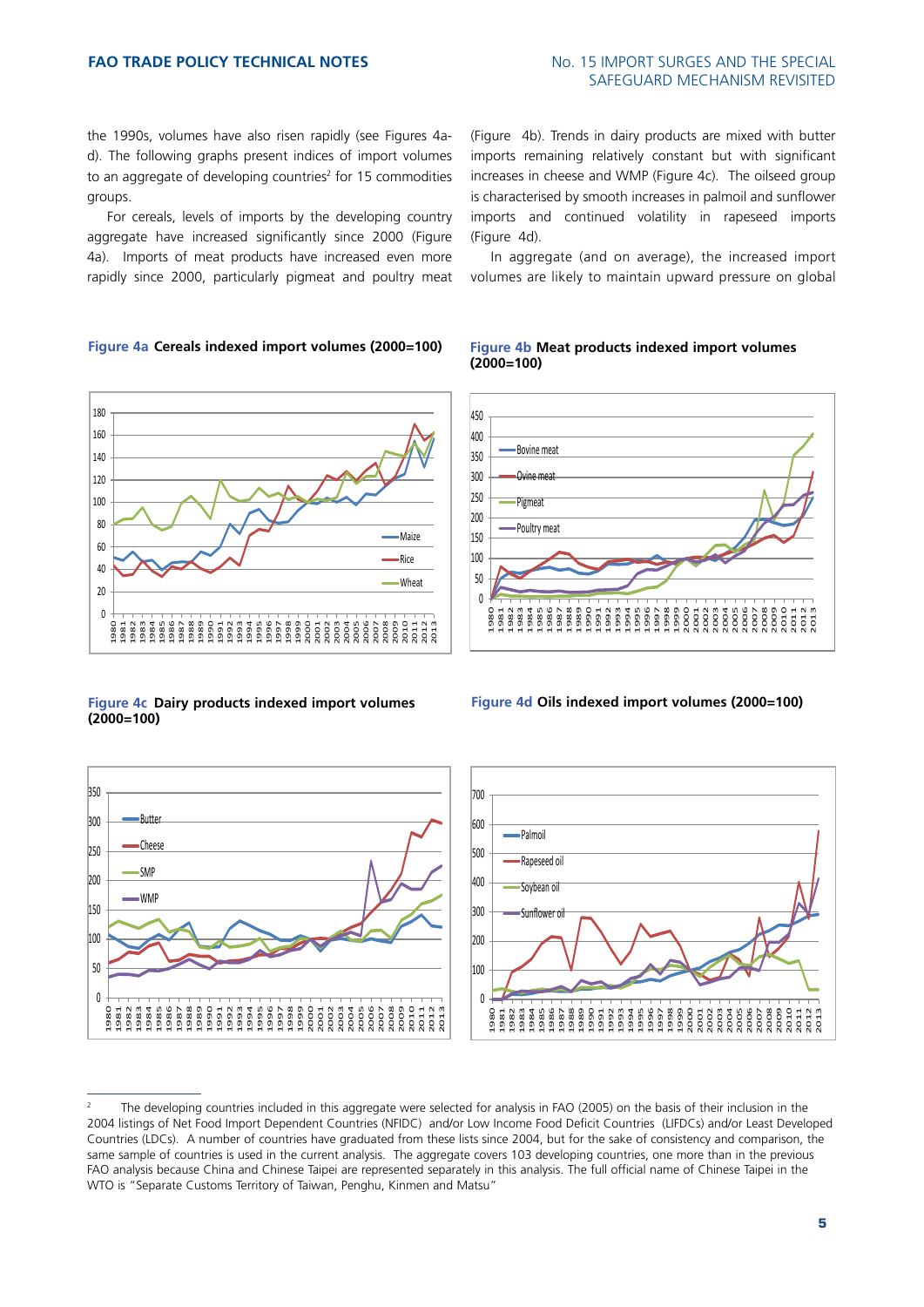the 1990s, volumes have also risen rapidly (see Figures 4a-d). The following graphs present indices of import volumes to an aggregate of developing countries[2] for 15 commodities groups.

For cereals, levels of imports by the developing country aggregate have increased significantly since 2000 (Figure 4a). Imports of meat products have increased even more rapidly since 2000, particularly pigmeat and poultry meat (Figure 4b). Trends in dairy products are mixed with butter imports remaining relatively constant but with significant increases in cheese and WMP (Figure 4c). The oilseed group is characterised by smooth increases in palmoil and sunflower imports and continued volatility in rapeseed imports (Figure 4d).

In aggregate (and on average), the increased import volumes are likely to maintain upward pressure on global

**Figure 4a** Cereals indexed import volumes (2000=100)

**Figure 4b** Meat products indexed import volumes (2000=100)

**Figure 4c** Dairy products indexed import volumes (2000=100)

**Figure 4d** Oils indexed import volumes (2000=100)

---

[2] The developing countries included in this aggregate were selected for analysis in FAO (2005) on the basis of their inclusion in the 2004 listings of Net Food Import Dependent Countries (NFIDC) and/or Low Income Food Deficit Countries (LIFDCs) and/or Least Developed Countries (LDCs). A number of countries have graduated from these lists since 2004, but for the sake of consistency and comparison, the same sample of countries is used in the current analysis. The aggregate covers 103 developing countries, one more than in the previous FAO analysis because China and Chinese Taipei are represented separately in this analysis. The full official name of Chinese Taipei in the WTO is "Separate Customs Territory of Taiwan, Penghu, Kinmen and Matsu"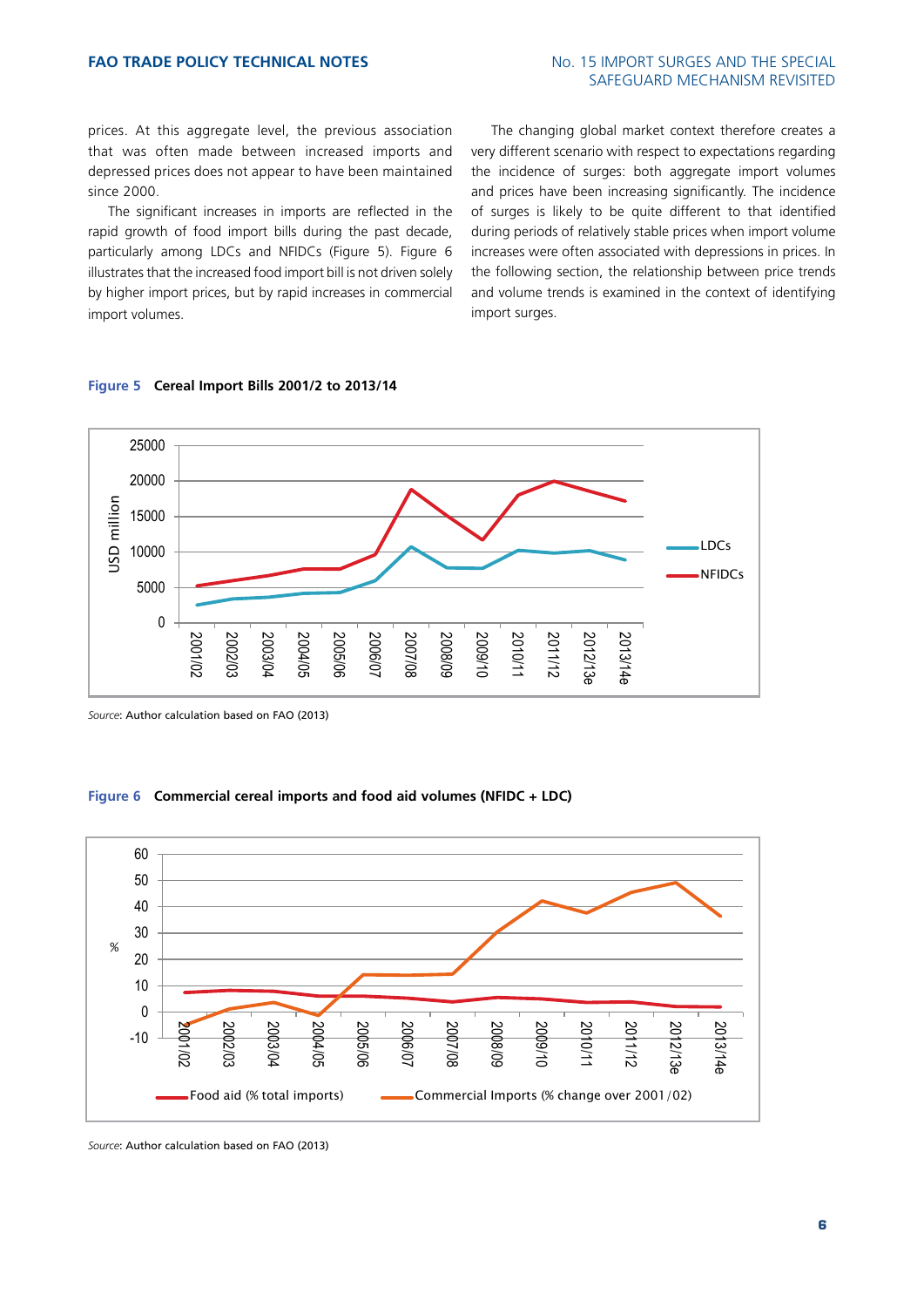prices. At this aggregate level, the previous association that was often made between increased imports and depressed prices does not appear to have been maintained since 2000.

The significant increases in imports are reflected in the rapid growth of food import bills during the past decade, particularly among LDCs and NFIDCs (Figure 5). Figure 6 illustrates that the increased food import bill is not driven solely by higher import prices, but by rapid increases in commercial import volumes.

The changing global market context therefore creates a very different scenario with respect to expectations regarding the incidence of surges: both aggregate import volumes and prices have been increasing significantly. The incidence of surges is likely to be quite different to that identified during periods of relatively stable prices when import volume increases were often associated with depressions in prices. In the following section, the relationship between price trends and volume trends is examined in the context of identifying import surges.

**Figure 5** **Cereal Import Bills 2001/2 to 2013/14**

*Source*: Author calculation based on FAO (2013)

**Figure 6** **Commercial cereal imports and food aid volumes (NFIDC + LDC)**

*Source*: Author calculation based on FAO (2013)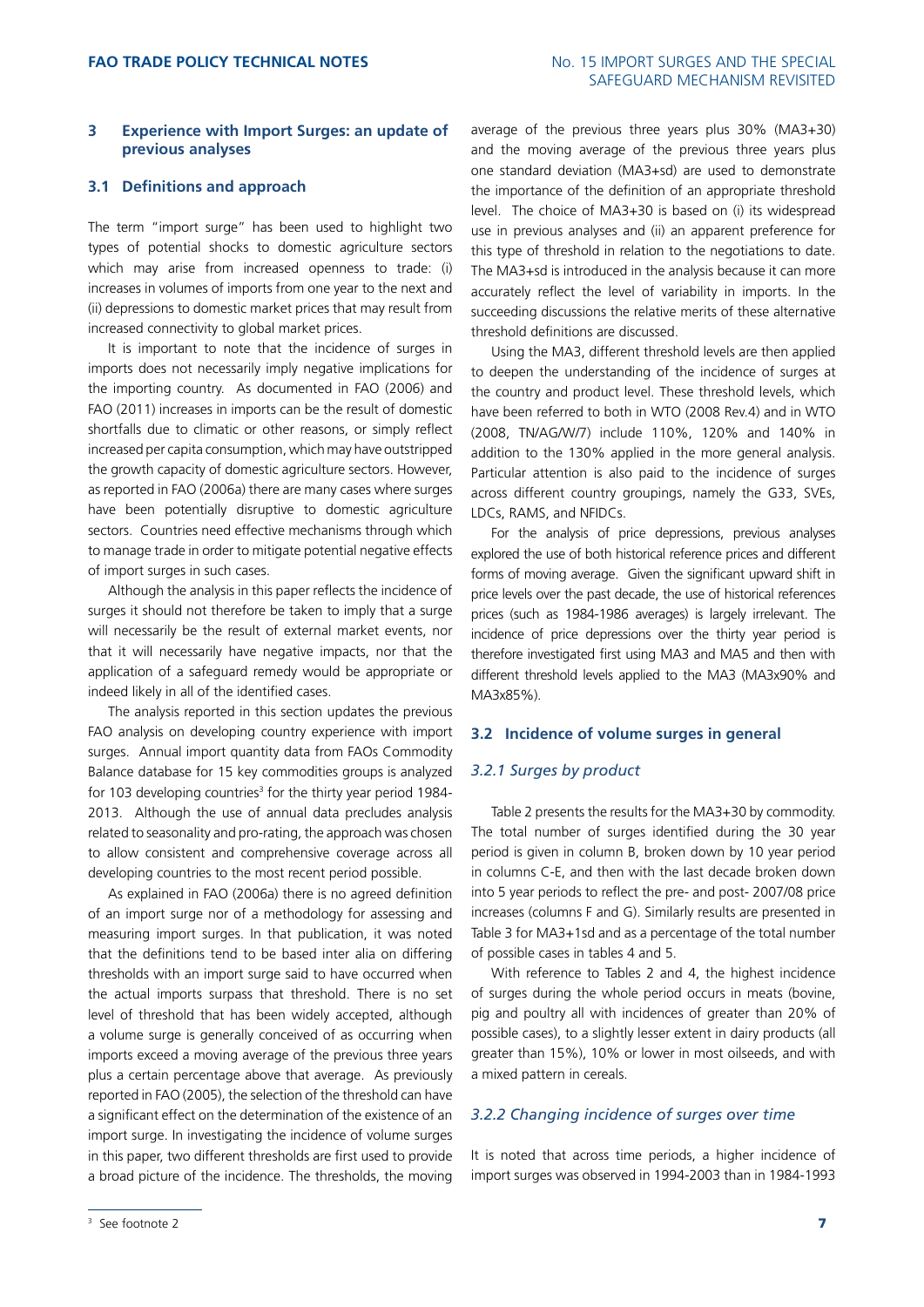## 3 Experience with Import Surges: an update of previous analyses

### 3.1 Definitions and approach

The term "import surge" has been used to highlight two types of potential shocks to domestic agriculture sectors which may arise from increased openness to trade: (i) increases in volumes of imports from one year to the next and (ii) depressions to domestic market prices that may result from increased connectivity to global market prices.

It is important to note that the incidence of surges in imports does not necessarily imply negative implications for the importing country. As documented in FAO (2006) and FAO (2011) increases in imports can be the result of domestic shortfalls due to climatic or other reasons, or simply reflect increased per capita consumption, which may have outstripped the growth capacity of domestic agriculture sectors. However, as reported in FAO (2006a) there are many cases where surges have been potentially disruptive to domestic agriculture sectors. Countries need effective mechanisms through which to manage trade in order to mitigate potential negative effects of import surges in such cases.

Although the analysis in this paper reflects the incidence of surges it should not therefore be taken to imply that a surge will necessarily be the result of external market events, nor that it will necessarily have negative impacts, nor that the application of a safeguard remedy would be appropriate or indeed likely in all of the identified cases.

The analysis reported in this section updates the previous FAO analysis on developing country experience with import surges. Annual import quantity data from FAOs Commodity Balance database for 15 key commodities groups is analyzed for 103 developing countries[3] for the thirty year period 1984-2013. Although the use of annual data precludes analysis related to seasonality and pro-rating, the approach was chosen to allow consistent and comprehensive coverage across all developing countries to the most recent period possible.

As explained in FAO (2006a) there is no agreed definition of an import surge nor of a methodology for assessing and measuring import surges. In that publication, it was noted that the definitions tend to be based inter alia on differing thresholds with an import surge said to have occurred when the actual imports surpass that threshold. There is no set level of threshold that has been widely accepted, although a volume surge is generally conceived of as occurring when imports exceed a moving average of the previous three years plus a certain percentage above that average. As previously reported in FAO (2005), the selection of the threshold can have a significant effect on the determination of the existence of an import surge. In investigating the incidence of volume surges in this paper, two different thresholds are first used to provide a broad picture of the incidence. The thresholds, the moving average of the previous three years plus 30% (MA3+30) and the moving average of the previous three years plus one standard deviation (MA3+sd) are used to demonstrate the importance of the definition of an appropriate threshold level. The choice of MA3+30 is based on (i) its widespread use in previous analyses and (ii) an apparent preference for this type of threshold in relation to the negotiations to date. The MA3+sd is introduced in the analysis because it can more accurately reflect the level of variability in imports. In the succeeding discussions the relative merits of these alternative threshold definitions are discussed.

Using the MA3, different threshold levels are then applied to deepen the understanding of the incidence of surges at the country and product level. These threshold levels, which have been referred to both in WTO (2008 Rev.4) and in WTO (2008, TN/AG/W/7) include 110%, 120% and 140% in addition to the 130% applied in the more general analysis. Particular attention is also paid to the incidence of surges across different country groupings, namely the G33, SVEs, LDCs, RAMS, and NFIDCs.

For the analysis of price depressions, previous analyses explored the use of both historical reference prices and different forms of moving average. Given the significant upward shift in price levels over the past decade, the use of historical references prices (such as 1984-1986 averages) is largely irrelevant. The incidence of price depressions over the thirty year period is therefore investigated first using MA3 and MA5 and then with different threshold levels applied to the MA3 (MA3x90% and MA3x85%).

### 3.2 Incidence of volume surges in general

#### *3.2.1 Surges by product*

Table 2 presents the results for the MA3+30 by commodity. The total number of surges identified during the 30 year period is given in column B, broken down by 10 year period in columns C-E, and then with the last decade broken down into 5 year periods to reflect the pre- and post- 2007/08 price increases (columns F and G). Similarly results are presented in Table 3 for MA3+1sd and as a percentage of the total number of possible cases in tables 4 and 5.

With reference to Tables 2 and 4, the highest incidence of surges during the whole period occurs in meats (bovine, pig and poultry all with incidences of greater than 20% of possible cases), to a slightly lesser extent in dairy products (all greater than 15%), 10% or lower in most oilseeds, and with a mixed pattern in cereals.

#### *3.2.2 Changing incidence of surges over time*

It is noted that across time periods, a higher incidence of import surges was observed in 1994-2003 than in 1984-1993

[3] See footnote 2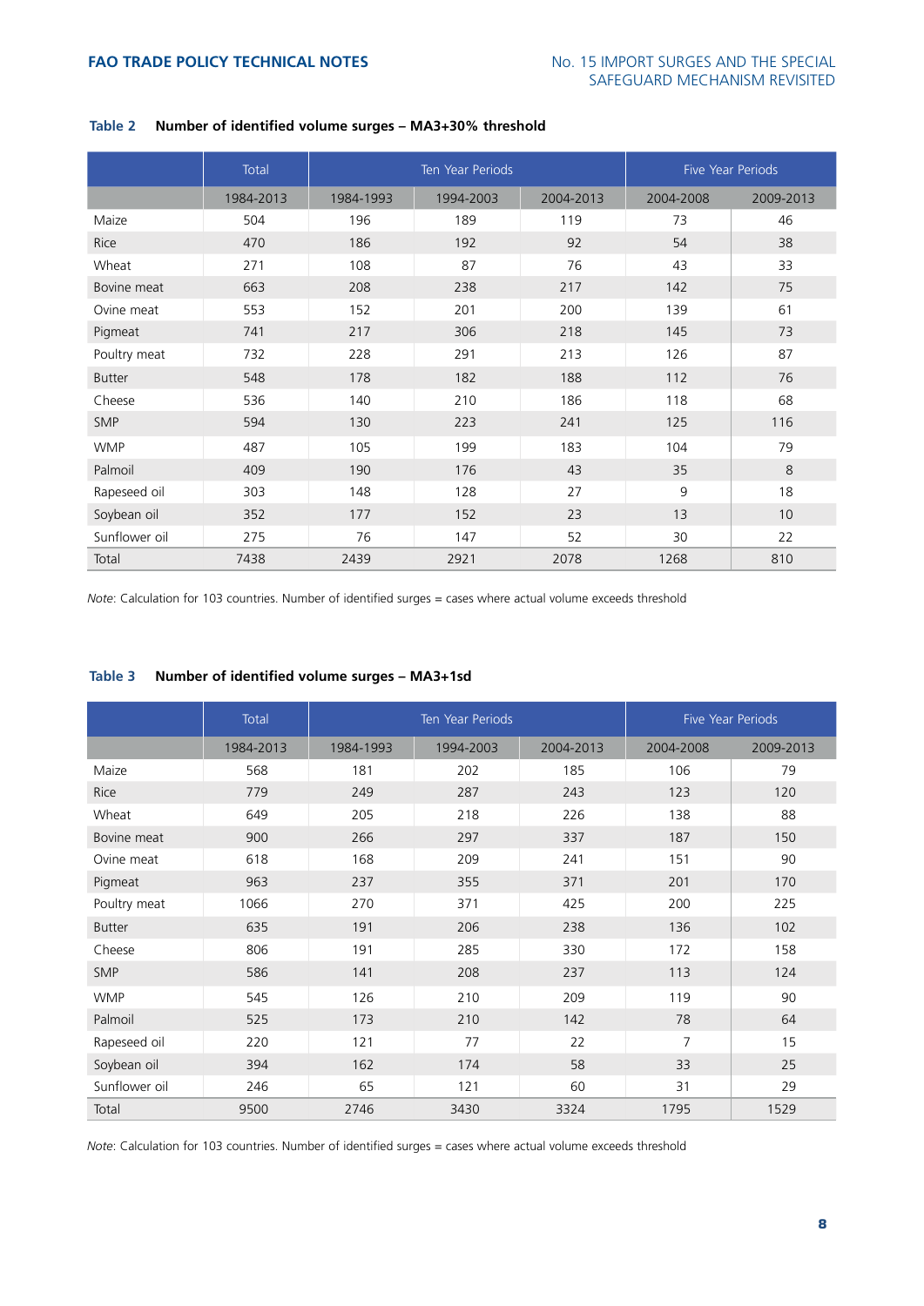**Table 2 Number of identified volume surges – MA3+30% threshold**

| | Total | Ten Year Periods | | | Five Year Periods | |
|---|---|---|---|---|---|---|
| | 1984-2013 | 1984-1993 | 1994-2003 | 2004-2013 | 2004-2008 | 2009-2013 |
| Maize | 504 | 196 | 189 | 119 | 73 | 46 |
| Rice | 470 | 186 | 192 | 92 | 54 | 38 |
| Wheat | 271 | 108 | 87 | 76 | 43 | 33 |
| Bovine meat | 663 | 208 | 238 | 217 | 142 | 75 |
| Ovine meat | 553 | 152 | 201 | 200 | 139 | 61 |
| Pigmeat | 741 | 217 | 306 | 218 | 145 | 73 |
| Poultry meat | 732 | 228 | 291 | 213 | 126 | 87 |
| Butter | 548 | 178 | 182 | 188 | 112 | 76 |
| Cheese | 536 | 140 | 210 | 186 | 118 | 68 |
| SMP | 594 | 130 | 223 | 241 | 125 | 116 |
| WMP | 487 | 105 | 199 | 183 | 104 | 79 |
| Palmoil | 409 | 190 | 176 | 43 | 35 | 8 |
| Rapeseed oil | 303 | 148 | 128 | 27 | 9 | 18 |
| Soybean oil | 352 | 177 | 152 | 23 | 13 | 10 |
| Sunflower oil | 275 | 76 | 147 | 52 | 30 | 22 |
| Total | 7438 | 2439 | 2921 | 2078 | 1268 | 810 |

*Note*: Calculation for 103 countries. Number of identified surges = cases where actual volume exceeds threshold

**Table 3 Number of identified volume surges – MA3+1sd**

| | Total | Ten Year Periods | | | Five Year Periods | |
|---|---|---|---|---|---|---|
| | 1984-2013 | 1984-1993 | 1994-2003 | 2004-2013 | 2004-2008 | 2009-2013 |
| Maize | 568 | 181 | 202 | 185 | 106 | 79 |
| Rice | 779 | 249 | 287 | 243 | 123 | 120 |
| Wheat | 649 | 205 | 218 | 226 | 138 | 88 |
| Bovine meat | 900 | 266 | 297 | 337 | 187 | 150 |
| Ovine meat | 618 | 168 | 209 | 241 | 151 | 90 |
| Pigmeat | 963 | 237 | 355 | 371 | 201 | 170 |
| Poultry meat | 1066 | 270 | 371 | 425 | 200 | 225 |
| Butter | 635 | 191 | 206 | 238 | 136 | 102 |
| Cheese | 806 | 191 | 285 | 330 | 172 | 158 |
| SMP | 586 | 141 | 208 | 237 | 113 | 124 |
| WMP | 545 | 126 | 210 | 209 | 119 | 90 |
| Palmoil | 525 | 173 | 210 | 142 | 78 | 64 |
| Rapeseed oil | 220 | 121 | 77 | 22 | 7 | 15 |
| Soybean oil | 394 | 162 | 174 | 58 | 33 | 25 |
| Sunflower oil | 246 | 65 | 121 | 60 | 31 | 29 |
| Total | 9500 | 2746 | 3430 | 3324 | 1795 | 1529 |

*Note*: Calculation for 103 countries. Number of identified surges = cases where actual volume exceeds threshold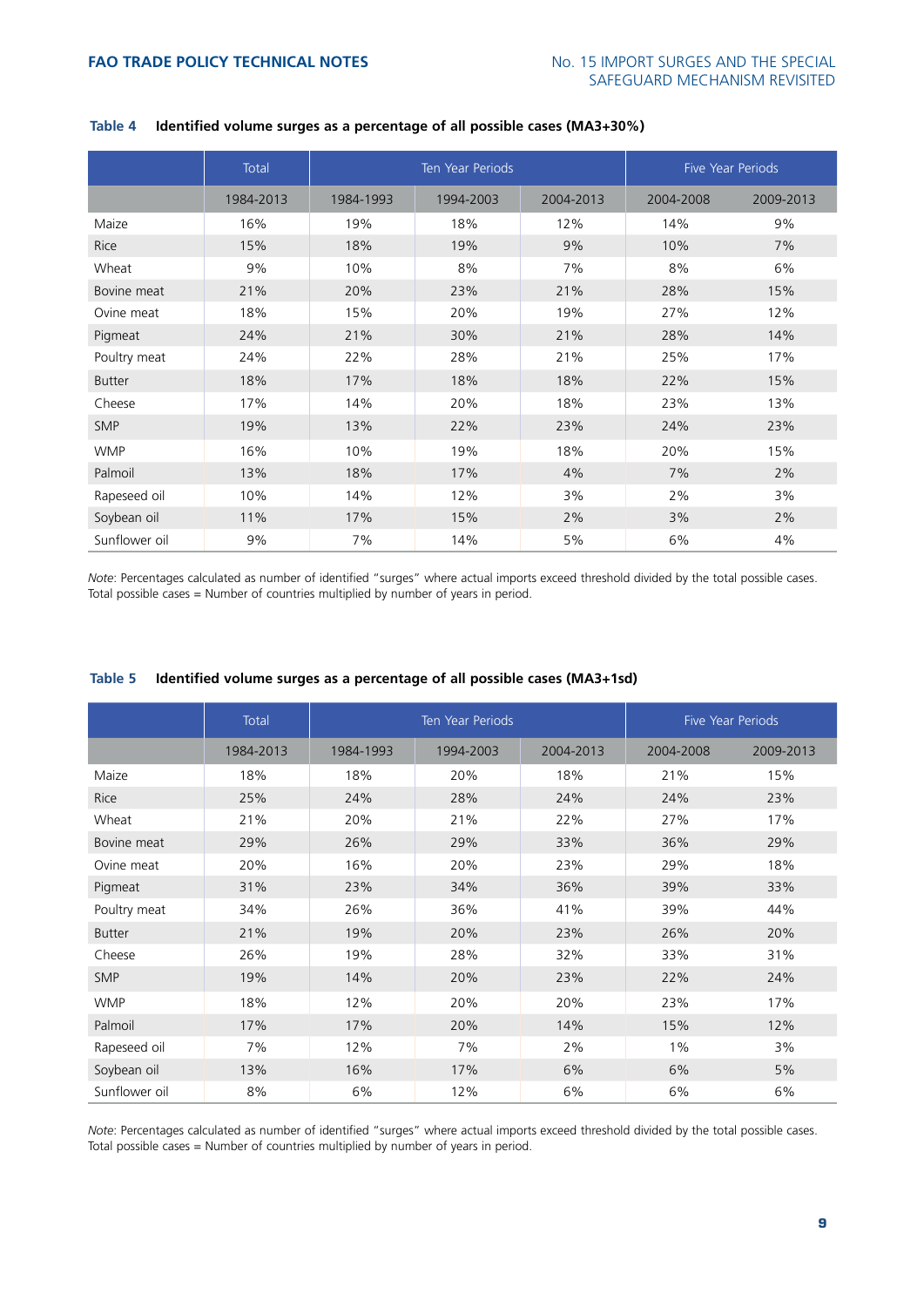**Table 4 Identified volume surges as a percentage of all possible cases (MA3+30%)**

| | Total | Ten Year Periods | | | Five Year Periods | |
|---|---|---|---|---|---|---|
| | 1984-2013 | 1984-1993 | 1994-2003 | 2004-2013 | 2004-2008 | 2009-2013 |
| Maize | 16% | 19% | 18% | 12% | 14% | 9% |
| Rice | 15% | 18% | 19% | 9% | 10% | 7% |
| Wheat | 9% | 10% | 8% | 7% | 8% | 6% |
| Bovine meat | 21% | 20% | 23% | 21% | 28% | 15% |
| Ovine meat | 18% | 15% | 20% | 19% | 27% | 12% |
| Pigmeat | 24% | 21% | 30% | 21% | 28% | 14% |
| Poultry meat | 24% | 22% | 28% | 21% | 25% | 17% |
| Butter | 18% | 17% | 18% | 18% | 22% | 15% |
| Cheese | 17% | 14% | 20% | 18% | 23% | 13% |
| SMP | 19% | 13% | 22% | 23% | 24% | 23% |
| WMP | 16% | 10% | 19% | 18% | 20% | 15% |
| Palmoil | 13% | 18% | 17% | 4% | 7% | 2% |
| Rapeseed oil | 10% | 14% | 12% | 3% | 2% | 3% |
| Soybean oil | 11% | 17% | 15% | 2% | 3% | 2% |
| Sunflower oil | 9% | 7% | 14% | 5% | 6% | 4% |

*Note*: Percentages calculated as number of identified "surges" where actual imports exceed threshold divided by the total possible cases. Total possible cases = Number of countries multiplied by number of years in period.

**Table 5 Identified volume surges as a percentage of all possible cases (MA3+1sd)**

| | Total | Ten Year Periods | | | Five Year Periods | |
|---|---|---|---|---|---|---|
| | 1984-2013 | 1984-1993 | 1994-2003 | 2004-2013 | 2004-2008 | 2009-2013 |
| Maize | 18% | 18% | 20% | 18% | 21% | 15% |
| Rice | 25% | 24% | 28% | 24% | 24% | 23% |
| Wheat | 21% | 20% | 21% | 22% | 27% | 17% |
| Bovine meat | 29% | 26% | 29% | 33% | 36% | 29% |
| Ovine meat | 20% | 16% | 20% | 23% | 29% | 18% |
| Pigmeat | 31% | 23% | 34% | 36% | 39% | 33% |
| Poultry meat | 34% | 26% | 36% | 41% | 39% | 44% |
| Butter | 21% | 19% | 20% | 23% | 26% | 20% |
| Cheese | 26% | 19% | 28% | 32% | 33% | 31% |
| SMP | 19% | 14% | 20% | 23% | 22% | 24% |
| WMP | 18% | 12% | 20% | 20% | 23% | 17% |
| Palmoil | 17% | 17% | 20% | 14% | 15% | 12% |
| Rapeseed oil | 7% | 12% | 7% | 2% | 1% | 3% |
| Soybean oil | 13% | 16% | 17% | 6% | 6% | 5% |
| Sunflower oil | 8% | 6% | 12% | 6% | 6% | 6% |

*Note*: Percentages calculated as number of identified "surges" where actual imports exceed threshold divided by the total possible cases. Total possible cases = Number of countries multiplied by number of years in period.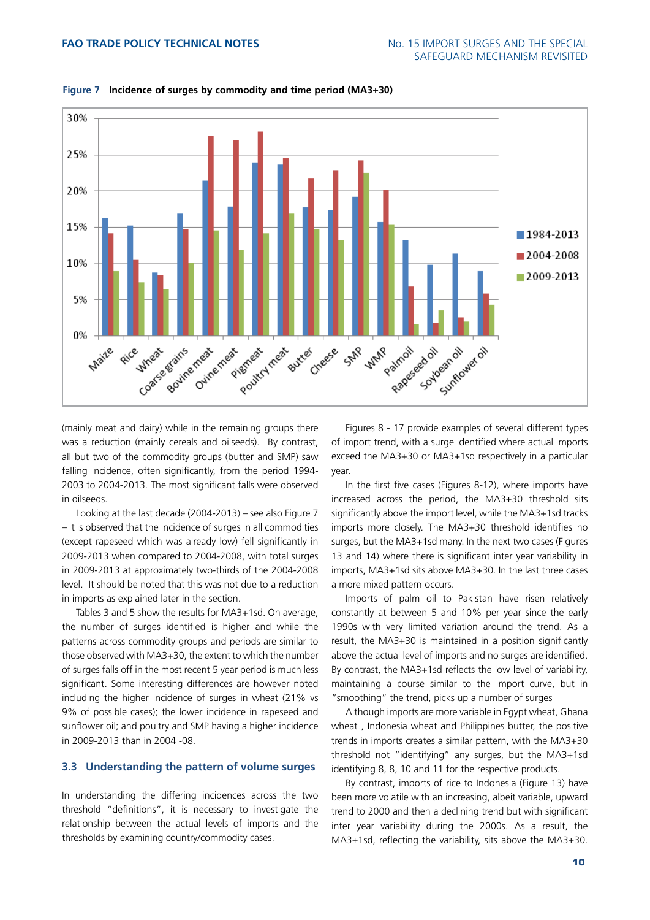**Figure 7 Incidence of surges by commodity and time period (MA3+30)**

(mainly meat and dairy) while in the remaining groups there was a reduction (mainly cereals and oilseeds). By contrast, all but two of the commodity groups (butter and SMP) saw falling incidence, often significantly, from the period 1994-2003 to 2004-2013. The most significant falls were observed in oilseeds.

Looking at the last decade (2004-2013) – see also Figure 7 – it is observed that the incidence of surges in all commodities (except rapeseed which was already low) fell significantly in 2009-2013 when compared to 2004-2008, with total surges in 2009-2013 at approximately two-thirds of the 2004-2008 level. It should be noted that this was not due to a reduction in imports as explained later in the section.

Tables 3 and 5 show the results for MA3+1sd. On average, the number of surges identified is higher and while the patterns across commodity groups and periods are similar to those observed with MA3+30, the extent to which the number of surges falls off in the most recent 5 year period is much less significant. Some interesting differences are however noted including the higher incidence of surges in wheat (21% vs 9% of possible cases); the lower incidence in rapeseed and sunflower oil; and poultry and SMP having a higher incidence in 2009-2013 than in 2004 -08.

### 3.3 Understanding the pattern of volume surges

In understanding the differing incidences across the two threshold "definitions", it is necessary to investigate the relationship between the actual levels of imports and the thresholds by examining country/commodity cases.

Figures 8 - 17 provide examples of several different types of import trend, with a surge identified where actual imports exceed the MA3+30 or MA3+1sd respectively in a particular year.

In the first five cases (Figures 8-12), where imports have increased across the period, the MA3+30 threshold sits significantly above the import level, while the MA3+1sd tracks imports more closely. The MA3+30 threshold identifies no surges, but the MA3+1sd many. In the next two cases (Figures 13 and 14) where there is significant inter year variability in imports, MA3+1sd sits above MA3+30. In the last three cases a more mixed pattern occurs.

Imports of palm oil to Pakistan have risen relatively constantly at between 5 and 10% per year since the early 1990s with very limited variation around the trend. As a result, the MA3+30 is maintained in a position significantly above the actual level of imports and no surges are identified. By contrast, the MA3+1sd reflects the low level of variability, maintaining a course similar to the import curve, but in "smoothing" the trend, picks up a number of surges

Although imports are more variable in Egypt wheat, Ghana wheat , Indonesia wheat and Philippines butter, the positive trends in imports creates a similar pattern, with the MA3+30 threshold not "identifying" any surges, but the MA3+1sd identifying 8, 8, 10 and 11 for the respective products.

By contrast, imports of rice to Indonesia (Figure 13) have been more volatile with an increasing, albeit variable, upward trend to 2000 and then a declining trend but with significant inter year variability during the 2000s. As a result, the MA3+1sd, reflecting the variability, sits above the MA3+30.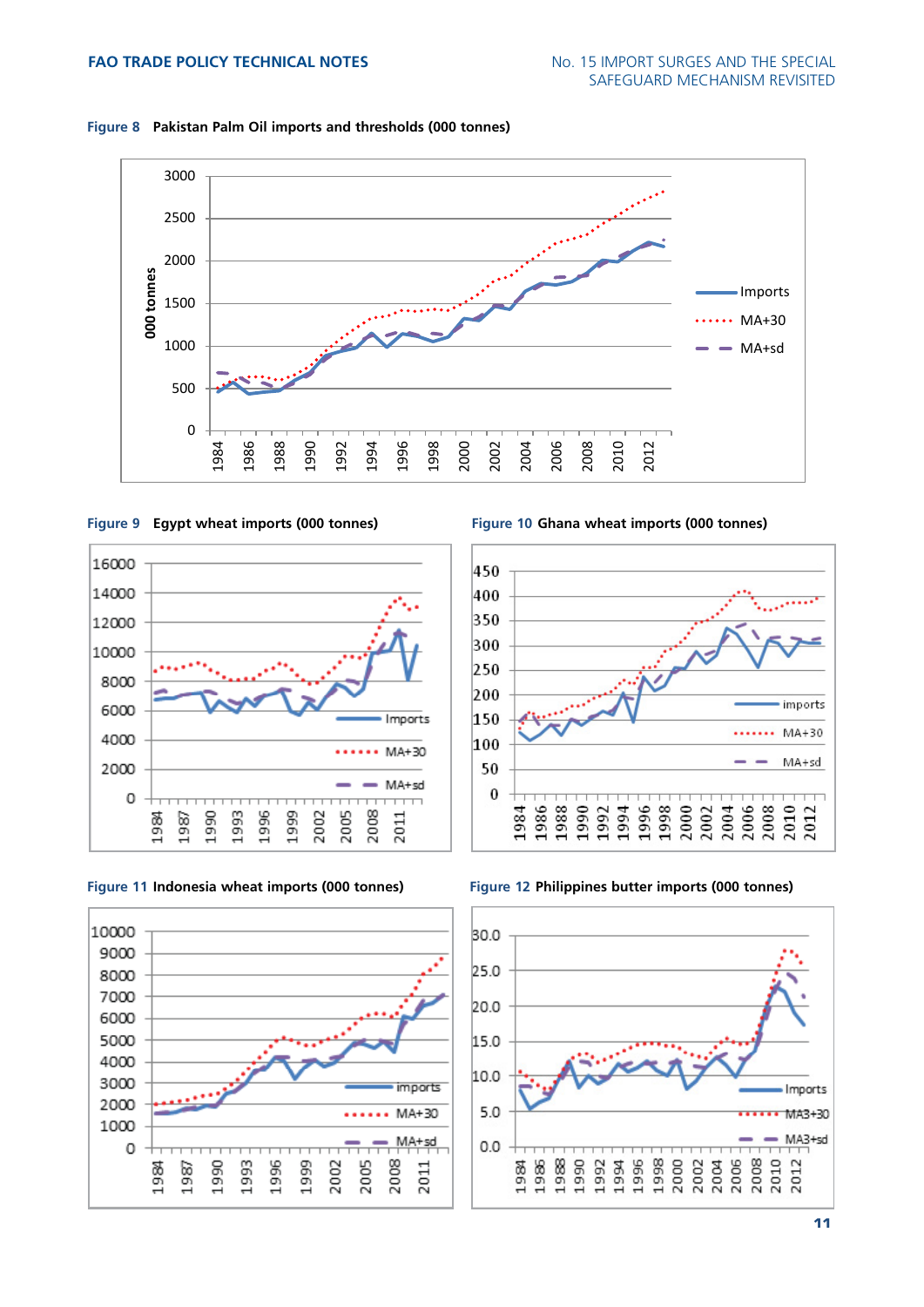**Figure 8** Pakistan Palm Oil imports and thresholds (000 tonnes)

**Figure 9** Egypt wheat imports (000 tonnes)

**Figure 10** Ghana wheat imports (000 tonnes)

**Figure 11** Indonesia wheat imports (000 tonnes)

**Figure 12** Philippines butter imports (000 tonnes)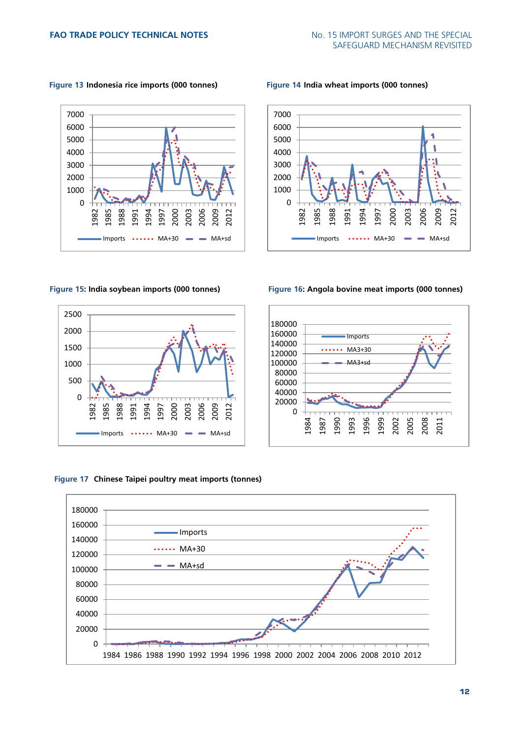**Figure 13** Indonesia rice imports (000 tonnes)

**Figure 14** India wheat imports (000 tonnes)

**Figure 15**: India soybean imports (000 tonnes)

**Figure 16**: Angola bovine meat imports (000 tonnes)

**Figure 17** Chinese Taipei poultry meat imports (tonnes)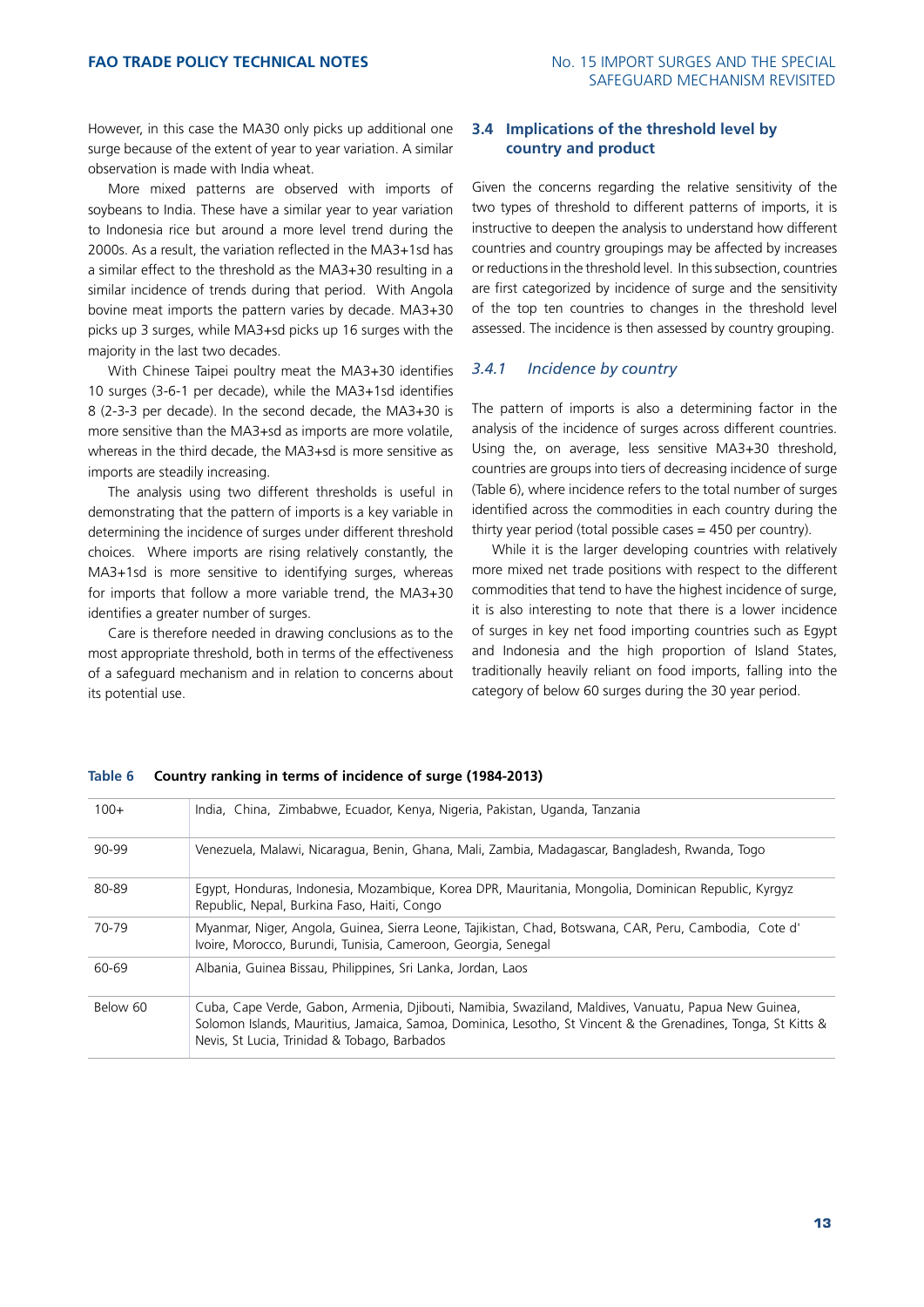However, in this case the MA30 only picks up additional one surge because of the extent of year to year variation. A similar observation is made with India wheat.

More mixed patterns are observed with imports of soybeans to India. These have a similar year to year variation to Indonesia rice but around a more level trend during the 2000s. As a result, the variation reflected in the MA3+1sd has a similar effect to the threshold as the MA3+30 resulting in a similar incidence of trends during that period. With Angola bovine meat imports the pattern varies by decade. MA3+30 picks up 3 surges, while MA3+sd picks up 16 surges with the majority in the last two decades.

With Chinese Taipei poultry meat the MA3+30 identifies 10 surges (3-6-1 per decade), while the MA3+1sd identifies 8 (2-3-3 per decade). In the second decade, the MA3+30 is more sensitive than the MA3+sd as imports are more volatile, whereas in the third decade, the MA3+sd is more sensitive as imports are steadily increasing.

The analysis using two different thresholds is useful in demonstrating that the pattern of imports is a key variable in determining the incidence of surges under different threshold choices. Where imports are rising relatively constantly, the MA3+1sd is more sensitive to identifying surges, whereas for imports that follow a more variable trend, the MA3+30 identifies a greater number of surges.

Care is therefore needed in drawing conclusions as to the most appropriate threshold, both in terms of the effectiveness of a safeguard mechanism and in relation to concerns about its potential use.

## 3.4 Implications of the threshold level by country and product

Given the concerns regarding the relative sensitivity of the two types of threshold to different patterns of imports, it is instructive to deepen the analysis to understand how different countries and country groupings may be affected by increases or reductions in the threshold level. In this subsection, countries are first categorized by incidence of surge and the sensitivity of the top ten countries to changes in the threshold level assessed. The incidence is then assessed by country grouping.

### *3.4.1 Incidence by country*

The pattern of imports is also a determining factor in the analysis of the incidence of surges across different countries. Using the, on average, less sensitive MA3+30 threshold, countries are groups into tiers of decreasing incidence of surge (Table 6), where incidence refers to the total number of surges identified across the commodities in each country during the thirty year period (total possible cases = 450 per country).

While it is the larger developing countries with relatively more mixed net trade positions with respect to the different commodities that tend to have the highest incidence of surge, it is also interesting to note that there is a lower incidence of surges in key net food importing countries such as Egypt and Indonesia and the high proportion of Island States, traditionally heavily reliant on food imports, falling into the category of below 60 surges during the 30 year period.

**Table 6 Country ranking in terms of incidence of surge (1984-2013)**

| | |
|---|---|
| 100+ | India, China, Zimbabwe, Ecuador, Kenya, Nigeria, Pakistan, Uganda, Tanzania |
| 90-99 | Venezuela, Malawi, Nicaragua, Benin, Ghana, Mali, Zambia, Madagascar, Bangladesh, Rwanda, Togo |
| 80-89 | Egypt, Honduras, Indonesia, Mozambique, Korea DPR, Mauritania, Mongolia, Dominican Republic, Kyrgyz Republic, Nepal, Burkina Faso, Haiti, Congo |
| 70-79 | Myanmar, Niger, Angola, Guinea, Sierra Leone, Tajikistan, Chad, Botswana, CAR, Peru, Cambodia, Cote d' Ivoire, Morocco, Burundi, Tunisia, Cameroon, Georgia, Senegal |
| 60-69 | Albania, Guinea Bissau, Philippines, Sri Lanka, Jordan, Laos |
| Below 60 | Cuba, Cape Verde, Gabon, Armenia, Djibouti, Namibia, Swaziland, Maldives, Vanuatu, Papua New Guinea, Solomon Islands, Mauritius, Jamaica, Samoa, Dominica, Lesotho, St Vincent & the Grenadines, Tonga, St Kitts & Nevis, St Lucia, Trinidad & Tobago, Barbados |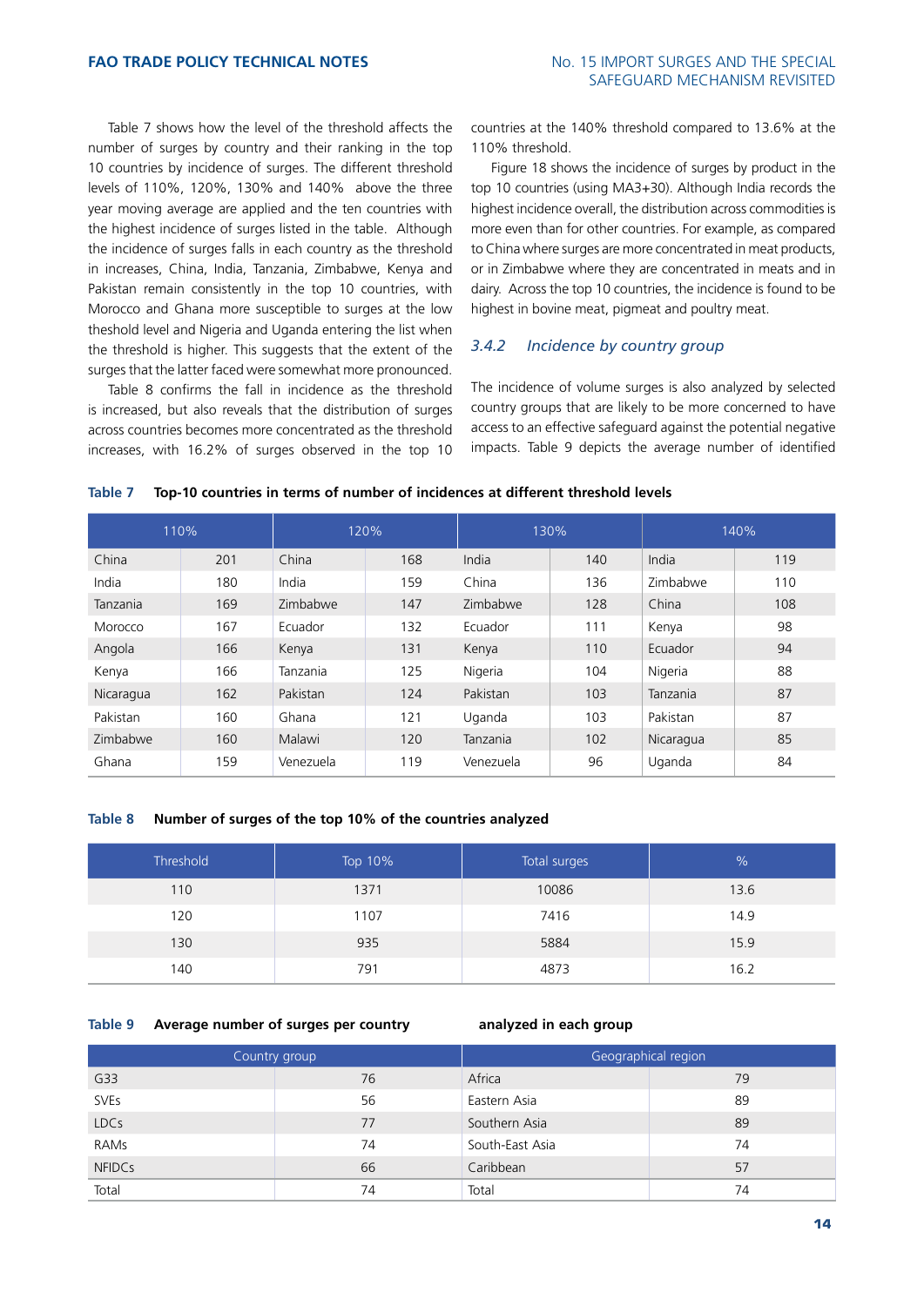Table 7 shows how the level of the threshold affects the number of surges by country and their ranking in the top 10 countries by incidence of surges. The different threshold levels of 110%, 120%, 130% and 140% above the three year moving average are applied and the ten countries with the highest incidence of surges listed in the table. Although the incidence of surges falls in each country as the threshold in increases, China, India, Tanzania, Zimbabwe, Kenya and Pakistan remain consistently in the top 10 countries, with Morocco and Ghana more susceptible to surges at the low theshold level and Nigeria and Uganda entering the list when the threshold is higher. This suggests that the extent of the surges that the latter faced were somewhat more pronounced.

Table 8 confirms the fall in incidence as the threshold is increased, but also reveals that the distribution of surges across countries becomes more concentrated as the threshold increases, with 16.2% of surges observed in the top 10 countries at the 140% threshold compared to 13.6% at the 110% threshold.

Figure 18 shows the incidence of surges by product in the top 10 countries (using MA3+30). Although India records the highest incidence overall, the distribution across commodities is more even than for other countries. For example, as compared to China where surges are more concentrated in meat products, or in Zimbabwe where they are concentrated in meats and in dairy. Across the top 10 countries, the incidence is found to be highest in bovine meat, pigmeat and poultry meat.

### *3.4.2 Incidence by country group*

The incidence of volume surges is also analyzed by selected country groups that are likely to be more concerned to have access to an effective safeguard against the potential negative impacts. Table 9 depicts the average number of identified

**Table 7 Top-10 countries in terms of number of incidences at different threshold levels**

| 110% | | 120% | | 130% | | 140% | |
|---|---|---|---|---|---|---|---|
| China | 201 | China | 168 | India | 140 | India | 119 |
| India | 180 | India | 159 | China | 136 | Zimbabwe | 110 |
| Tanzania | 169 | Zimbabwe | 147 | Zimbabwe | 128 | China | 108 |
| Morocco | 167 | Ecuador | 132 | Ecuador | 111 | Kenya | 98 |
| Angola | 166 | Kenya | 131 | Kenya | 110 | Ecuador | 94 |
| Kenya | 166 | Tanzania | 125 | Nigeria | 104 | Nigeria | 88 |
| Nicaragua | 162 | Pakistan | 124 | Pakistan | 103 | Tanzania | 87 |
| Pakistan | 160 | Ghana | 121 | Uganda | 103 | Pakistan | 87 |
| Zimbabwe | 160 | Malawi | 120 | Tanzania | 102 | Nicaragua | 85 |
| Ghana | 159 | Venezuela | 119 | Venezuela | 96 | Uganda | 84 |

**Table 8 Number of surges of the top 10% of the countries analyzed**

| Threshold | Top 10% | Total surges | % |
|---|---|---|---|
| 110 | 1371 | 10086 | 13.6 |
| 120 | 1107 | 7416 | 14.9 |
| 130 | 935 | 5884 | 15.9 |
| 140 | 791 | 4873 | 16.2 |

**Table 9 Average number of surges per country analyzed in each group**

| Country group | | Geographical region | |
|---|---|---|---|
| G33 | 76 | Africa | 79 |
| SVEs | 56 | Eastern Asia | 89 |
| LDCs | 77 | Southern Asia | 89 |
| RAMs | 74 | South-East Asia | 74 |
| NFIDCs | 66 | Caribbean | 57 |
| Total | 74 | Total | 74 |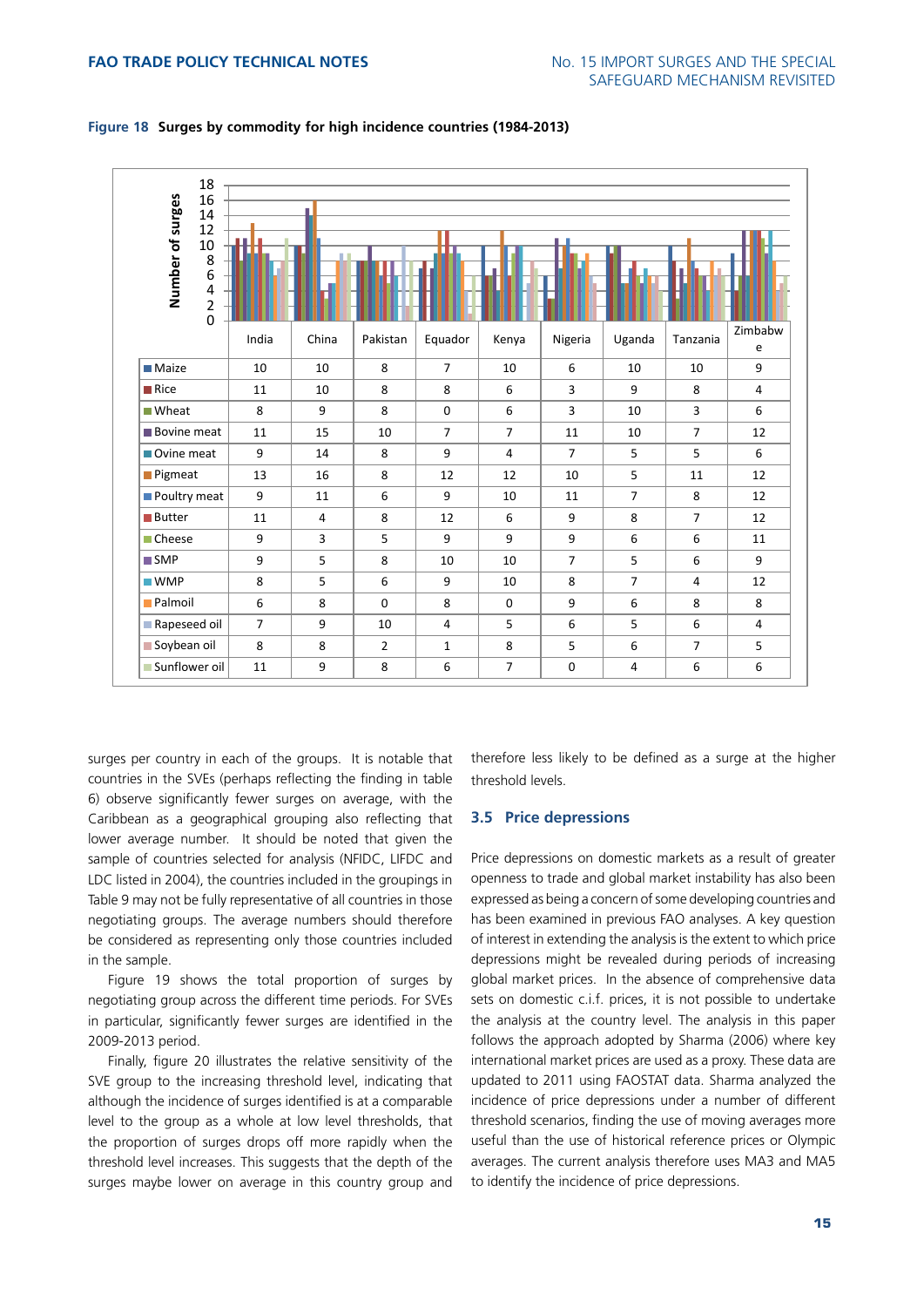**Figure 18 Surges by commodity for high incidence countries (1984-2013)**

| | India | China | Pakistan | Equador | Kenya | Nigeria | Uganda | Tanzania | Zimbabwe |
|---|---|---|---|---|---|---|---|---|---|
| Maize | 10 | 10 | 8 | 7 | 10 | 6 | 10 | 10 | 9 |
| Rice | 11 | 10 | 8 | 8 | 6 | 3 | 9 | 8 | 4 |
| Wheat | 8 | 9 | 8 | 0 | 6 | 3 | 10 | 3 | 6 |
| Bovine meat | 11 | 15 | 10 | 7 | 7 | 11 | 10 | 7 | 12 |
| Ovine meat | 9 | 14 | 8 | 9 | 4 | 7 | 5 | 5 | 6 |
| Pigmeat | 13 | 16 | 8 | 12 | 12 | 10 | 5 | 11 | 12 |
| Poultry meat | 9 | 11 | 6 | 9 | 10 | 11 | 7 | 8 | 12 |
| Butter | 11 | 4 | 8 | 12 | 6 | 9 | 8 | 7 | 12 |
| Cheese | 9 | 3 | 5 | 9 | 9 | 9 | 6 | 6 | 11 |
| SMP | 9 | 5 | 8 | 10 | 10 | 7 | 5 | 6 | 9 |
| WMP | 8 | 5 | 6 | 9 | 10 | 8 | 7 | 4 | 12 |
| Palmoil | 6 | 8 | 0 | 8 | 0 | 9 | 6 | 8 | 8 |
| Rapeseed oil | 7 | 9 | 10 | 4 | 5 | 6 | 5 | 6 | 4 |
| Soybean oil | 8 | 8 | 2 | 1 | 8 | 5 | 6 | 7 | 5 |
| Sunflower oil | 11 | 9 | 8 | 6 | 7 | 0 | 4 | 6 | 6 |

surges per country in each of the groups. It is notable that countries in the SVEs (perhaps reflecting the finding in table 6) observe significantly fewer surges on average, with the Caribbean as a geographical grouping also reflecting that lower average number. It should be noted that given the sample of countries selected for analysis (NFIDC, LIFDC and LDC listed in 2004), the countries included in the groupings in Table 9 may not be fully representative of all countries in those negotiating groups. The average numbers should therefore be considered as representing only those countries included in the sample.

Figure 19 shows the total proportion of surges by negotiating group across the different time periods. For SVEs in particular, significantly fewer surges are identified in the 2009-2013 period.

Finally, figure 20 illustrates the relative sensitivity of the SVE group to the increasing threshold level, indicating that although the incidence of surges identified is at a comparable level to the group as a whole at low level thresholds, that the proportion of surges drops off more rapidly when the threshold level increases. This suggests that the depth of the surges maybe lower on average in this country group and therefore less likely to be defined as a surge at the higher threshold levels.

### 3.5 Price depressions

Price depressions on domestic markets as a result of greater openness to trade and global market instability has also been expressed as being a concern of some developing countries and has been examined in previous FAO analyses. A key question of interest in extending the analysis is the extent to which price depressions might be revealed during periods of increasing global market prices. In the absence of comprehensive data sets on domestic c.i.f. prices, it is not possible to undertake the analysis at the country level. The analysis in this paper follows the approach adopted by Sharma (2006) where key international market prices are used as a proxy. These data are updated to 2011 using FAOSTAT data. Sharma analyzed the incidence of price depressions under a number of different threshold scenarios, finding the use of moving averages more useful than the use of historical reference prices or Olympic averages. The current analysis therefore uses MA3 and MA5 to identify the incidence of price depressions.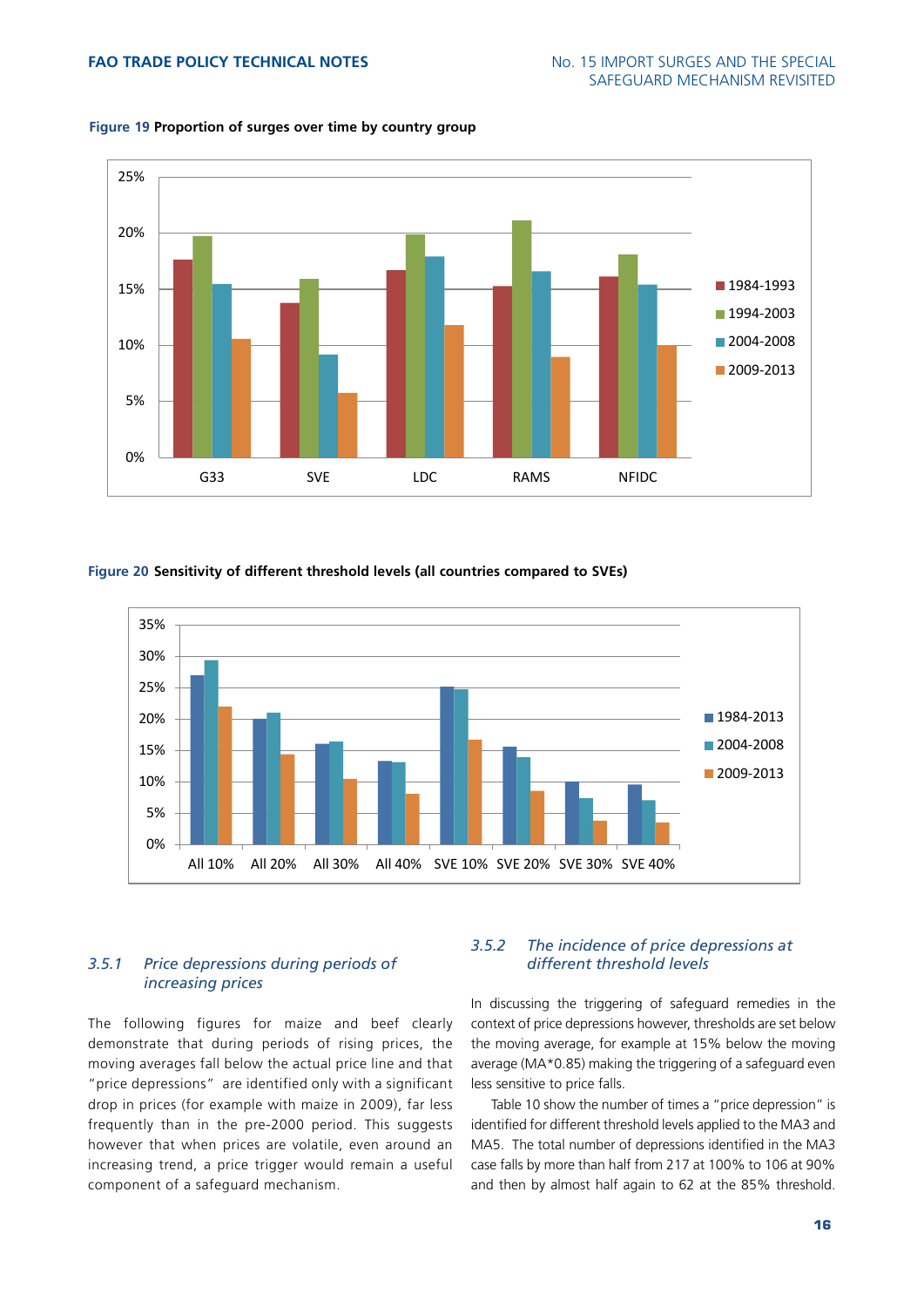**Figure 19** Proportion of surges over time by country group

**Figure 20** Sensitivity of different threshold levels (all countries compared to SVEs)

### 3.5.1 *Price depressions during periods of increasing prices*

The following figures for maize and beef clearly demonstrate that during periods of rising prices, the moving averages fall below the actual price line and that "price depressions" are identified only with a significant drop in prices (for example with maize in 2009), far less frequently than in the pre-2000 period. This suggests however that when prices are volatile, even around an increasing trend, a price trigger would remain a useful component of a safeguard mechanism.

### 3.5.2 *The incidence of price depressions at different threshold levels*

In discussing the triggering of safeguard remedies in the context of price depressions however, thresholds are set below the moving average, for example at 15% below the moving average (MA*0.85) making the triggering of a safeguard even less sensitive to price falls.

Table 10 show the number of times a "price depression" is identified for different threshold levels applied to the MA3 and MA5. The total number of depressions identified in the MA3 case falls by more than half from 217 at 100% to 106 at 90% and then by almost half again to 62 at the 85% threshold.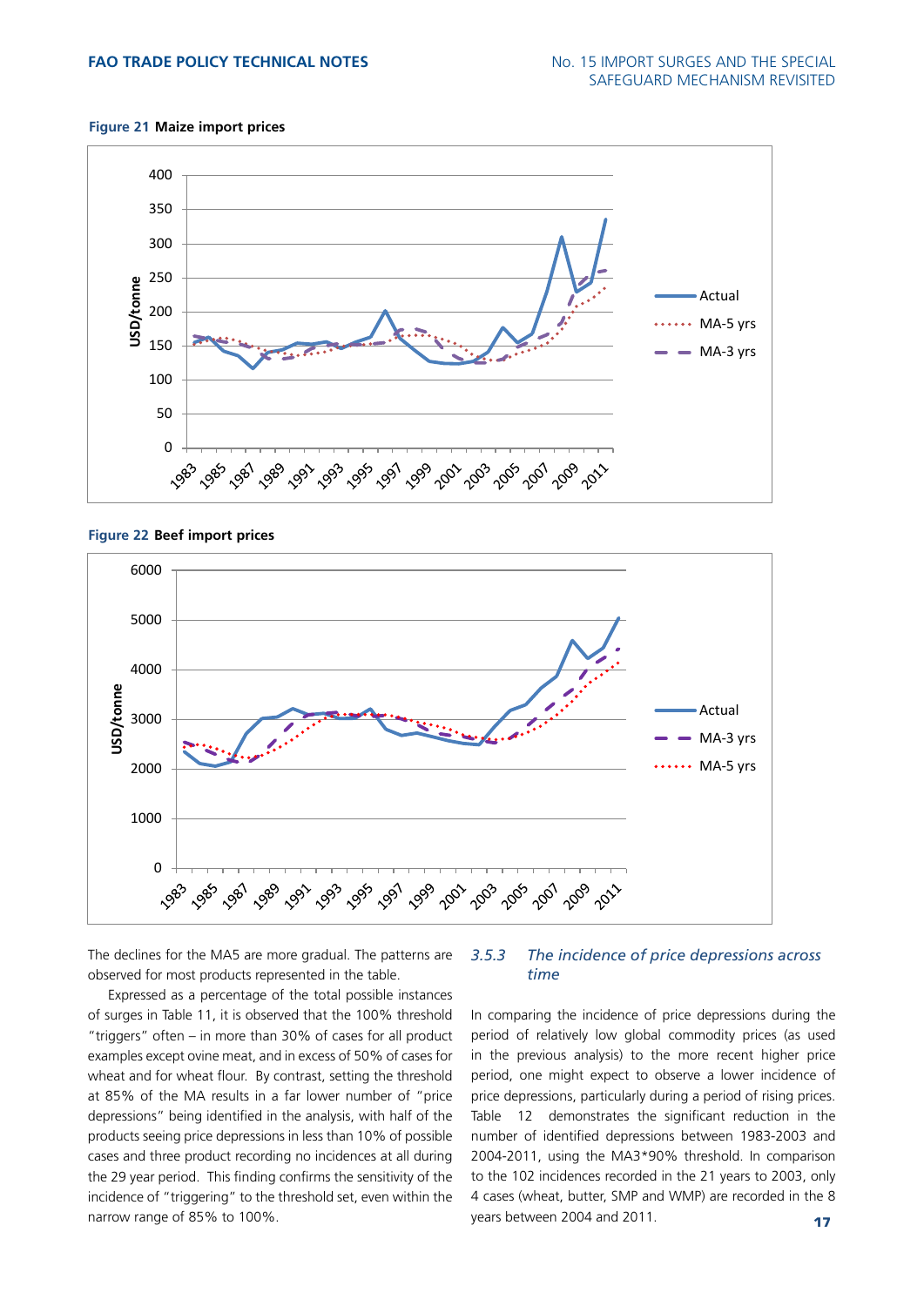**Figure 21** Maize import prices

**Figure 22** Beef import prices

The declines for the MA5 are more gradual. The patterns are observed for most products represented in the table.

Expressed as a percentage of the total possible instances of surges in Table 11, it is observed that the 100% threshold "triggers" often – in more than 30% of cases for all product examples except ovine meat, and in excess of 50% of cases for wheat and for wheat flour. By contrast, setting the threshold at 85% of the MA results in a far lower number of "price depressions" being identified in the analysis, with half of the products seeing price depressions in less than 10% of possible cases and three product recording no incidences at all during the 29 year period. This finding confirms the sensitivity of the incidence of "triggering" to the threshold set, even within the narrow range of 85% to 100%.

### *3.5.3 The incidence of price depressions across time*

In comparing the incidence of price depressions during the period of relatively low global commodity prices (as used in the previous analysis) to the more recent higher price period, one might expect to observe a lower incidence of price depressions, particularly during a period of rising prices. Table 12 demonstrates the significant reduction in the number of identified depressions between 1983-2003 and 2004-2011, using the MA3*90% threshold. In comparison to the 102 incidences recorded in the 21 years to 2003, only 4 cases (wheat, butter, SMP and WMP) are recorded in the 8 years between 2004 and 2011.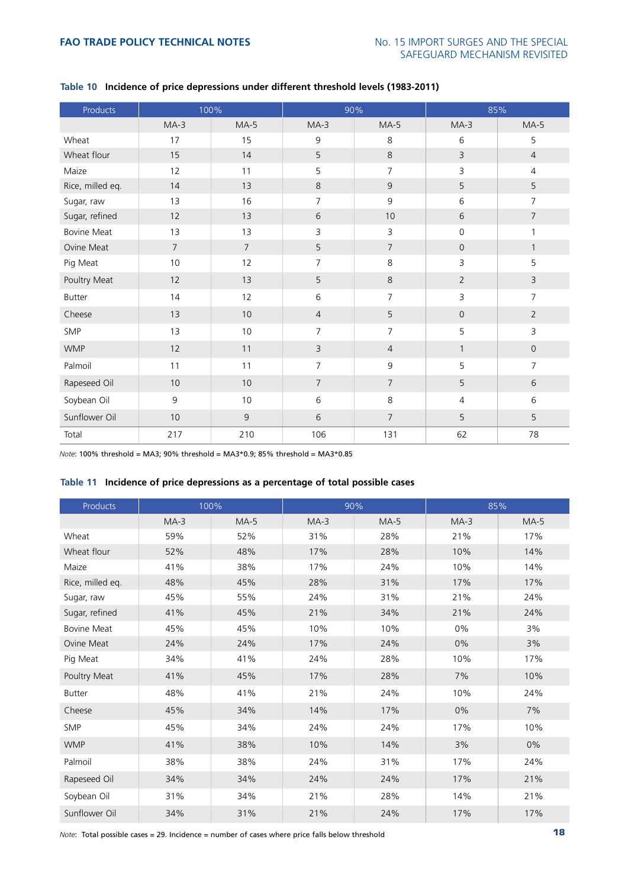**Table 10 Incidence of price depressions under different threshold levels (1983-2011)**

| Products | 100% | | 90% | | 85% | |
|---|---|---|---|---|---|---|
| | MA-3 | MA-5 | MA-3 | MA-5 | MA-3 | MA-5 |
| Wheat | 17 | 15 | 9 | 8 | 6 | 5 |
| Wheat flour | 15 | 14 | 5 | 8 | 3 | 4 |
| Maize | 12 | 11 | 5 | 7 | 3 | 4 |
| Rice, milled eq. | 14 | 13 | 8 | 9 | 5 | 5 |
| Sugar, raw | 13 | 16 | 7 | 9 | 6 | 7 |
| Sugar, refined | 12 | 13 | 6 | 10 | 6 | 7 |
| Bovine Meat | 13 | 13 | 3 | 3 | 0 | 1 |
| Ovine Meat | 7 | 7 | 5 | 7 | 0 | 1 |
| Pig Meat | 10 | 12 | 7 | 8 | 3 | 5 |
| Poultry Meat | 12 | 13 | 5 | 8 | 2 | 3 |
| Butter | 14 | 12 | 6 | 7 | 3 | 7 |
| Cheese | 13 | 10 | 4 | 5 | 0 | 2 |
| SMP | 13 | 10 | 7 | 7 | 5 | 3 |
| WMP | 12 | 11 | 3 | 4 | 1 | 0 |
| Palmoil | 11 | 11 | 7 | 9 | 5 | 7 |
| Rapeseed Oil | 10 | 10 | 7 | 7 | 5 | 6 |
| Soybean Oil | 9 | 10 | 6 | 8 | 4 | 6 |
| Sunflower Oil | 10 | 9 | 6 | 7 | 5 | 5 |
| Total | 217 | 210 | 106 | 131 | 62 | 78 |

*Note*: 100% threshold = MA3; 90% threshold = MA3*0.9; 85% threshold = MA3*0.85

**Table 11 Incidence of price depressions as a percentage of total possible cases**

| Products | 100% | | 90% | | 85% | |
|---|---|---|---|---|---|---|
| | MA-3 | MA-5 | MA-3 | MA-5 | MA-3 | MA-5 |
| Wheat | 59% | 52% | 31% | 28% | 21% | 17% |
| Wheat flour | 52% | 48% | 17% | 28% | 10% | 14% |
| Maize | 41% | 38% | 17% | 24% | 10% | 14% |
| Rice, milled eq. | 48% | 45% | 28% | 31% | 17% | 17% |
| Sugar, raw | 45% | 55% | 24% | 31% | 21% | 24% |
| Sugar, refined | 41% | 45% | 21% | 34% | 21% | 24% |
| Bovine Meat | 45% | 45% | 10% | 10% | 0% | 3% |
| Ovine Meat | 24% | 24% | 17% | 24% | 0% | 3% |
| Pig Meat | 34% | 41% | 24% | 28% | 10% | 17% |
| Poultry Meat | 41% | 45% | 17% | 28% | 7% | 10% |
| Butter | 48% | 41% | 21% | 24% | 10% | 24% |
| Cheese | 45% | 34% | 14% | 17% | 0% | 7% |
| SMP | 45% | 34% | 24% | 24% | 17% | 10% |
| WMP | 41% | 38% | 10% | 14% | 3% | 0% |
| Palmoil | 38% | 38% | 24% | 31% | 17% | 24% |
| Rapeseed Oil | 34% | 34% | 24% | 24% | 17% | 21% |
| Soybean Oil | 31% | 34% | 21% | 28% | 14% | 21% |
| Sunflower Oil | 34% | 31% | 21% | 24% | 17% | 17% |

*Note*: Total possible cases = 29. Incidence = number of cases where price falls below threshold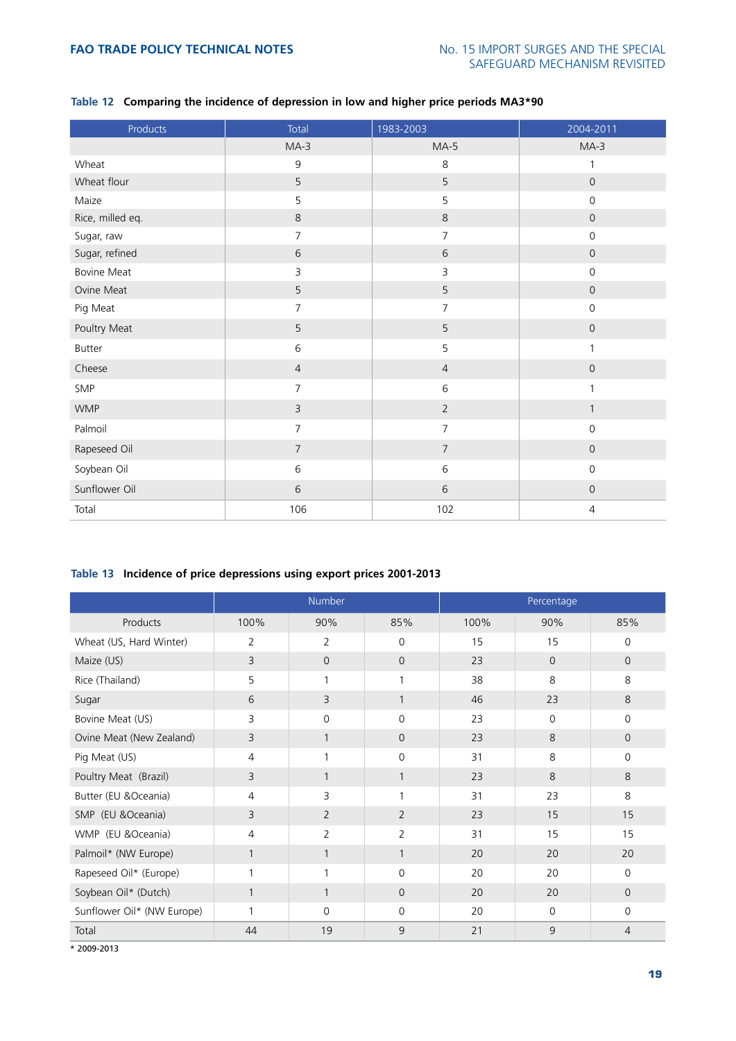**Table 12 Comparing the incidence of depression in low and higher price periods MA3*90**

| Products | Total | 1983-2003 | 2004-2011 |
|---|---|---|---|
| | MA-3 | MA-5 | MA-3 |
| Wheat | 9 | 8 | 1 |
| Wheat flour | 5 | 5 | 0 |
| Maize | 5 | 5 | 0 |
| Rice, milled eq. | 8 | 8 | 0 |
| Sugar, raw | 7 | 7 | 0 |
| Sugar, refined | 6 | 6 | 0 |
| Bovine Meat | 3 | 3 | 0 |
| Ovine Meat | 5 | 5 | 0 |
| Pig Meat | 7 | 7 | 0 |
| Poultry Meat | 5 | 5 | 0 |
| Butter | 6 | 5 | 1 |
| Cheese | 4 | 4 | 0 |
| SMP | 7 | 6 | 1 |
| WMP | 3 | 2 | 1 |
| Palmoil | 7 | 7 | 0 |
| Rapeseed Oil | 7 | 7 | 0 |
| Soybean Oil | 6 | 6 | 0 |
| Sunflower Oil | 6 | 6 | 0 |
| Total | 106 | 102 | 4 |

**Table 13 Incidence of price depressions using export prices 2001-2013**

| | Number | | | Percentage | | |
|---|---|---|---|---|---|---|
| Products | 100% | 90% | 85% | 100% | 90% | 85% |
| Wheat (US, Hard Winter) | 2 | 2 | 0 | 15 | 15 | 0 |
| Maize (US) | 3 | 0 | 0 | 23 | 0 | 0 |
| Rice (Thailand) | 5 | 1 | 1 | 38 | 8 | 8 |
| Sugar | 6 | 3 | 1 | 46 | 23 | 8 |
| Bovine Meat (US) | 3 | 0 | 0 | 23 | 0 | 0 |
| Ovine Meat (New Zealand) | 3 | 1 | 0 | 23 | 8 | 0 |
| Pig Meat (US) | 4 | 1 | 0 | 31 | 8 | 0 |
| Poultry Meat (Brazil) | 3 | 1 | 1 | 23 | 8 | 8 |
| Butter (EU &Oceania) | 4 | 3 | 1 | 31 | 23 | 8 |
| SMP (EU &Oceania) | 3 | 2 | 2 | 23 | 15 | 15 |
| WMP (EU &Oceania) | 4 | 2 | 2 | 31 | 15 | 15 |
| Palmoil* (NW Europe) | 1 | 1 | 1 | 20 | 20 | 20 |
| Rapeseed Oil* (Europe) | 1 | 1 | 0 | 20 | 20 | 0 |
| Soybean Oil* (Dutch) | 1 | 1 | 0 | 20 | 20 | 0 |
| Sunflower Oil* (NW Europe) | 1 | 0 | 0 | 20 | 0 | 0 |
| Total | 44 | 19 | 9 | 21 | 9 | 4 |

* 2009-2013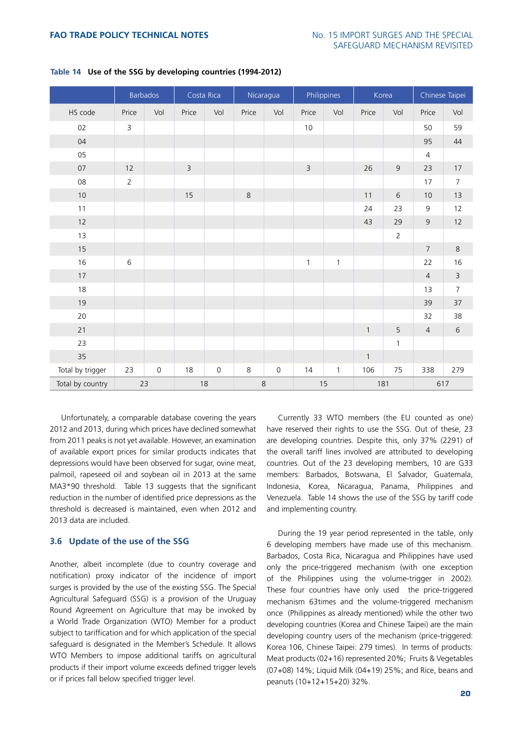**Table 14 Use of the SSG by developing countries (1994-2012)**

| | Barbados | | Costa Rica | | Nicaragua | | Philippines | | Korea | | Chinese Taipei | |
|---|---|---|---|---|---|---|---|---|---|---|---|---|
| HS code | Price | Vol | Price | Vol | Price | Vol | Price | Vol | Price | Vol | Price | Vol |
| 02 | 3 | | | | | | 10 | | | | 50 | 59 |
| 04 | | | | | | | | | | | 95 | 44 |
| 05 | | | | | | | | | | | 4 | |
| 07 | 12 | | 3 | | | | 3 | | 26 | 9 | 23 | 17 |
| 08 | 2 | | | | | | | | | | 17 | 7 |
| 10 | | | 15 | | 8 | | | | 11 | 6 | 10 | 13 |
| 11 | | | | | | | | | 24 | 23 | 9 | 12 |
| 12 | | | | | | | | | 43 | 29 | 9 | 12 |
| 13 | | | | | | | | | | 2 | | |
| 15 | | | | | | | | | | | 7 | 8 |
| 16 | 6 | | | | | | 1 | 1 | | | 22 | 16 |
| 17 | | | | | | | | | | | 4 | 3 |
| 18 | | | | | | | | | | | 13 | 7 |
| 19 | | | | | | | | | | | 39 | 37 |
| 20 | | | | | | | | | | | 32 | 38 |
| 21 | | | | | | | | | 1 | 5 | 4 | 6 |
| 23 | | | | | | | | | | 1 | | |
| 35 | | | | | | | | | 1 | | | |
| Total by trigger | 23 | 0 | 18 | 0 | 8 | 0 | 14 | 1 | 106 | 75 | 338 | 279 |
| Total by country | 23 | | 18 | | 8 | | 15 | | 181 | | 617 | |

Unfortunately, a comparable database covering the years 2012 and 2013, during which prices have declined somewhat from 2011 peaks is not yet available. However, an examination of available export prices for similar products indicates that depressions would have been observed for sugar, ovine meat, palmoil, rapeseed oil and soybean oil in 2013 at the same MA3*90 threshold. Table 13 suggests that the significant reduction in the number of identified price depressions as the threshold is decreased is maintained, even when 2012 and 2013 data are included.

### 3.6 Update of the use of the SSG

Another, albeit incomplete (due to country coverage and notification) proxy indicator of the incidence of import surges is provided by the use of the existing SSG. The Special Agricultural Safeguard (SSG) is a provision of the Uruguay Round Agreement on Agriculture that may be invoked by a World Trade Organization (WTO) Member for a product subject to tariffication and for which application of the special safeguard is designated in the Member's Schedule. It allows WTO Members to impose additional tariffs on agricultural products if their import volume exceeds defined trigger levels or if prices fall below specified trigger level.

Currently 33 WTO members (the EU counted as one) have reserved their rights to use the SSG. Out of these, 23 are developing countries. Despite this, only 37% (2291) of the overall tariff lines involved are attributed to developing countries. Out of the 23 developing members, 10 are G33 members: Barbados, Botswana, El Salvador, Guatemala, Indonesia, Korea, Nicaragua, Panama, Philippines and Venezuela. Table 14 shows the use of the SSG by tariff code and implementing country.

During the 19 year period represented in the table, only 6 developing members have made use of this mechanism. Barbados, Costa Rica, Nicaragua and Philippines have used only the price-triggered mechanism (with one exception of the Philippines using the volume-trigger in 2002). These four countries have only used the price-triggered mechanism 63times and the volume-triggered mechanism once (Philippines as already mentioned) while the other two developing countries (Korea and Chinese Taipei) are the main developing country users of the mechanism (price-triggered: Korea 106, Chinese Taipei: 279 times). In terms of products: Meat products (02+16) represented 20%; Fruits & Vegetables (07+08) 14%; Liquid Milk (04+19) 25%; and Rice, beans and peanuts (10+12+15+20) 32%.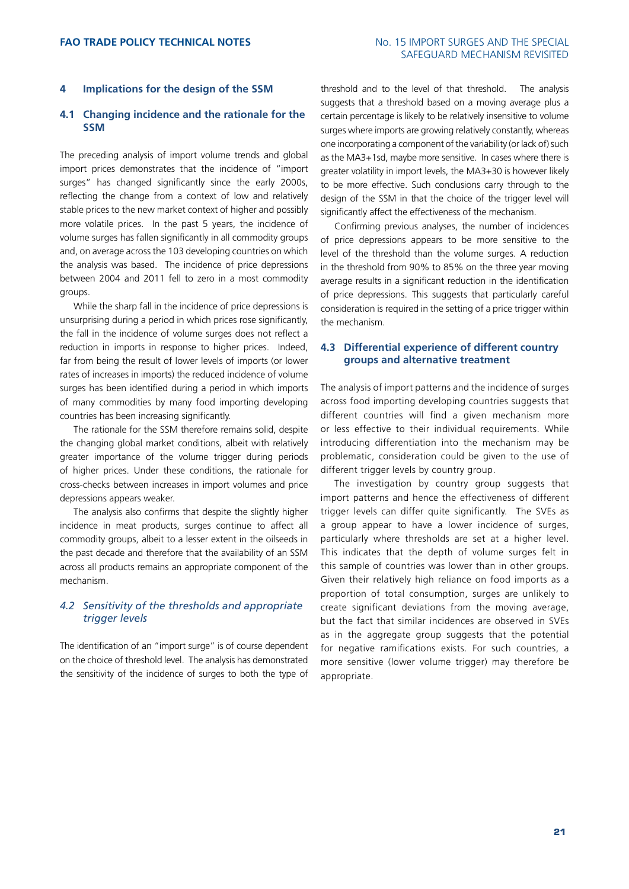## 4 Implications for the design of the SSM

### 4.1 Changing incidence and the rationale for the SSM

The preceding analysis of import volume trends and global import prices demonstrates that the incidence of "import surges" has changed significantly since the early 2000s, reflecting the change from a context of low and relatively stable prices to the new market context of higher and possibly more volatile prices. In the past 5 years, the incidence of volume surges has fallen significantly in all commodity groups and, on average across the 103 developing countries on which the analysis was based. The incidence of price depressions between 2004 and 2011 fell to zero in a most commodity groups.

While the sharp fall in the incidence of price depressions is unsurprising during a period in which prices rose significantly, the fall in the incidence of volume surges does not reflect a reduction in imports in response to higher prices. Indeed, far from being the result of lower levels of imports (or lower rates of increases in imports) the reduced incidence of volume surges has been identified during a period in which imports of many commodities by many food importing developing countries has been increasing significantly.

The rationale for the SSM therefore remains solid, despite the changing global market conditions, albeit with relatively greater importance of the volume trigger during periods of higher prices. Under these conditions, the rationale for cross-checks between increases in import volumes and price depressions appears weaker.

The analysis also confirms that despite the slightly higher incidence in meat products, surges continue to affect all commodity groups, albeit to a lesser extent in the oilseeds in the past decade and therefore that the availability of an SSM across all products remains an appropriate component of the mechanism.

### *4.2 Sensitivity of the thresholds and appropriate trigger levels*

The identification of an "import surge" is of course dependent on the choice of threshold level. The analysis has demonstrated the sensitivity of the incidence of surges to both the type of threshold and to the level of that threshold. The analysis suggests that a threshold based on a moving average plus a certain percentage is likely to be relatively insensitive to volume surges where imports are growing relatively constantly, whereas one incorporating a component of the variability (or lack of) such as the MA3+1sd, maybe more sensitive. In cases where there is greater volatility in import levels, the MA3+30 is however likely to be more effective. Such conclusions carry through to the design of the SSM in that the choice of the trigger level will significantly affect the effectiveness of the mechanism.

Confirming previous analyses, the number of incidences of price depressions appears to be more sensitive to the level of the threshold than the volume surges. A reduction in the threshold from 90% to 85% on the three year moving average results in a significant reduction in the identification of price depressions. This suggests that particularly careful consideration is required in the setting of a price trigger within the mechanism.

### 4.3 Differential experience of different country groups and alternative treatment

The analysis of import patterns and the incidence of surges across food importing developing countries suggests that different countries will find a given mechanism more or less effective to their individual requirements. While introducing differentiation into the mechanism may be problematic, consideration could be given to the use of different trigger levels by country group.

The investigation by country group suggests that import patterns and hence the effectiveness of different trigger levels can differ quite significantly. The SVEs as a group appear to have a lower incidence of surges, particularly where thresholds are set at a higher level. This indicates that the depth of volume surges felt in this sample of countries was lower than in other groups. Given their relatively high reliance on food imports as a proportion of total consumption, surges are unlikely to create significant deviations from the moving average, but the fact that similar incidences are observed in SVEs as in the aggregate group suggests that the potential for negative ramifications exists. For such countries, a more sensitive (lower volume trigger) may therefore be appropriate.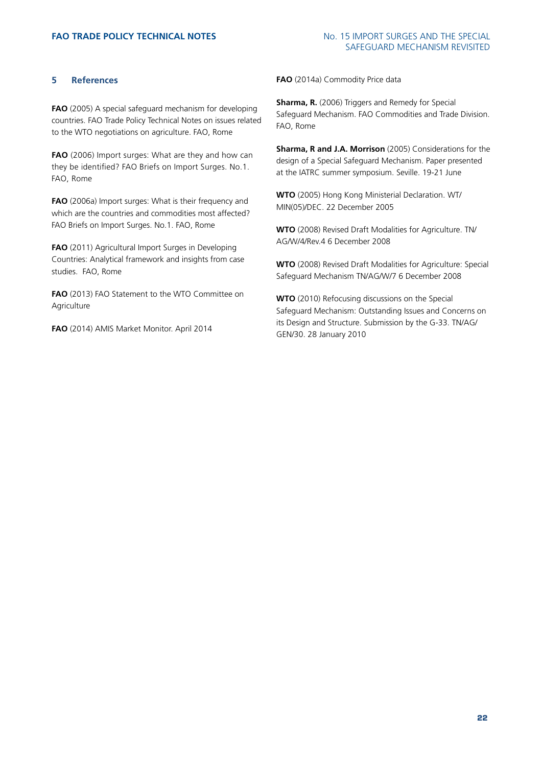## 5 References

**FAO** (2005) A special safeguard mechanism for developing countries. FAO Trade Policy Technical Notes on issues related to the WTO negotiations on agriculture. FAO, Rome

**FAO** (2006) Import surges: What are they and how can they be identified? FAO Briefs on Import Surges. No.1. FAO, Rome

**FAO** (2006a) Import surges: What is their frequency and which are the countries and commodities most affected? FAO Briefs on Import Surges. No.1. FAO, Rome

**FAO** (2011) Agricultural Import Surges in Developing Countries: Analytical framework and insights from case studies. FAO, Rome

**FAO** (2013) FAO Statement to the WTO Committee on Agriculture

**FAO** (2014) AMIS Market Monitor. April 2014

**FAO** (2014a) Commodity Price data

**Sharma, R.** (2006) Triggers and Remedy for Special Safeguard Mechanism. FAO Commodities and Trade Division. FAO, Rome

**Sharma, R and J.A. Morrison** (2005) Considerations for the design of a Special Safeguard Mechanism. Paper presented at the IATRC summer symposium. Seville. 19-21 June

**WTO** (2005) Hong Kong Ministerial Declaration. WT/MIN(05)/DEC. 22 December 2005

**WTO** (2008) Revised Draft Modalities for Agriculture. TN/AG/W/4/Rev.4 6 December 2008

**WTO** (2008) Revised Draft Modalities for Agriculture: Special Safeguard Mechanism TN/AG/W/7 6 December 2008

**WTO** (2010) Refocusing discussions on the Special Safeguard Mechanism: Outstanding Issues and Concerns on its Design and Structure. Submission by the G-33. TN/AG/GEN/30. 28 January 2010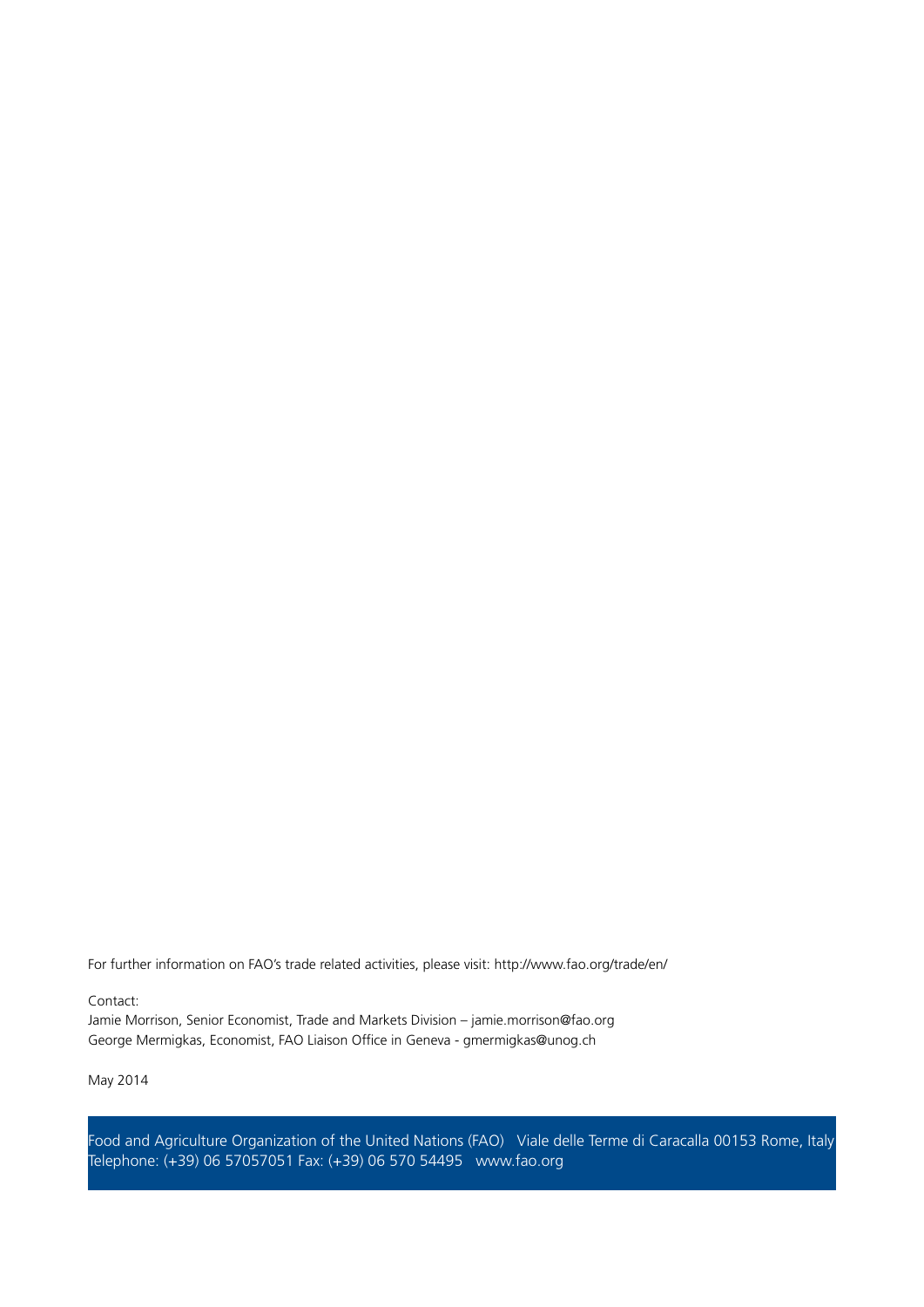For further information on FAO's trade related activities, please visit: http://www.fao.org/trade/en/

Contact:
Jamie Morrison, Senior Economist, Trade and Markets Division – jamie.morrison@fao.org
George Mermigkas, Economist, FAO Liaison Office in Geneva - gmermigkas@unog.ch

May 2014

Food and Agriculture Organization of the United Nations (FAO) Viale delle Terme di Caracalla 00153 Rome, Italy
Telephone: (+39) 06 57057051 Fax: (+39) 06 570 54495 www.fao.org